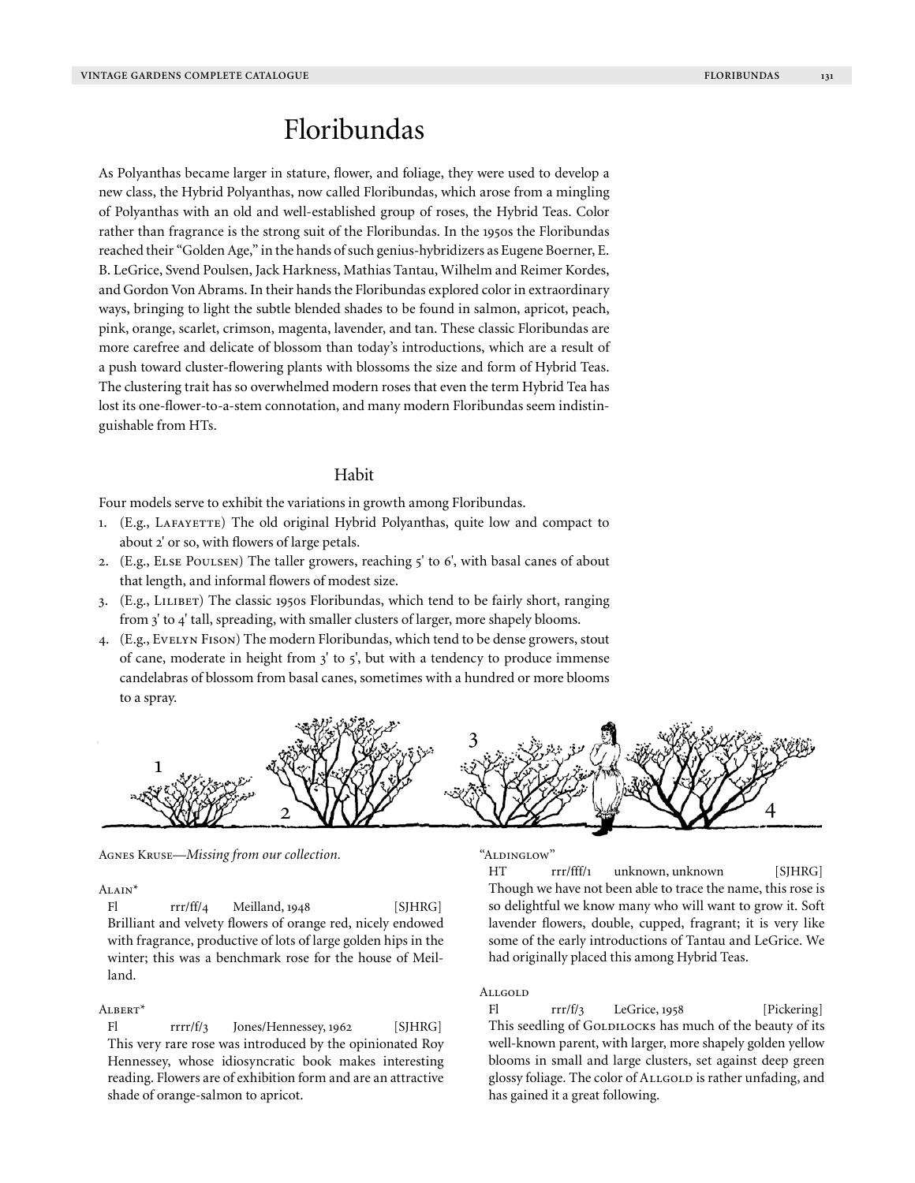# Floribundas

As Polyanthas became larger in stature, flower, and foliage, they were used to develop a new class, the Hybrid Polyanthas, now called Floribundas, which arose from a mingling of Polyanthas with an old and well-established group of roses, the Hybrid Teas. Color rather than fragrance is the strong suit of the Floribundas. In the 1950s the Floribundas reached their "Golden Age," in the hands of such genius-hybridizers as Eugene Boerner, E. B. LeGrice, Svend Poulsen, Jack Harkness, Mathias Tantau, Wilhelm and Reimer Kordes, and Gordon Von Abrams. In their hands the Floribundas explored color in extraordinary ways, bringing to light the subtle blended shades to be found in salmon, apricot, peach, pink, orange, scarlet, crimson, magenta, lavender, and tan. These classic Floribundas are more carefree and delicate of blossom than today's introductions, which are a result of a push toward cluster-flowering plants with blossoms the size and form of Hybrid Teas. The clustering trait has so overwhelmed modern roses that even the term Hybrid Tea has lost its one-flower-to-a-stem connotation, and many modern Floribundas seem indistinguishable from HTs.

## Habit

Four models serve to exhibit the variations in growth among Floribundas.

1. (E.g., Lafayette) The old original Hybrid Polyanthas, quite low and compact to about 2' or so, with flowers of large petals.
2. (E.g., Else Poulsen) The taller growers, reaching 5' to 6', with basal canes of about that length, and informal flowers of modest size.
3. (E.g., Lilibet) The classic 1950s Floribundas, which tend to be fairly short, ranging from 3' to 4' tall, spreading, with smaller clusters of larger, more shapely blooms.
4. (E.g., Evelyn Fison) The modern Floribundas, which tend to be dense growers, stout of cane, moderate in height from 3' to 5', but with a tendency to produce immense candelabras of blossom from basal canes, sometimes with a hundred or more blooms to a spray.

Agnes Kruse—*Missing from our collection.*

Alain*
Fl rrr/ff/4 Meilland, 1948 [SJHRG]
Brilliant and velvety flowers of orange red, nicely endowed with fragrance, productive of lots of large golden hips in the winter; this was a benchmark rose for the house of Meilland.

Albert*
Fl rrrr/f/3 Jones/Hennessey, 1962 [SJHRG]
This very rare rose was introduced by the opinionated Roy Hennessey, whose idiosyncratic book makes interesting reading. Flowers are of exhibition form and are an attractive shade of orange-salmon to apricot.

"Aldinglow"
HT rrr/fff/1 unknown, unknown [SJHRG]
Though we have not been able to trace the name, this rose is so delightful we know many who will want to grow it. Soft lavender flowers, double, cupped, fragrant; it is very like some of the early introductions of Tantau and LeGrice. We had originally placed this among Hybrid Teas.

Allgold
Fl rrr/f/3 LeGrice, 1958 [Pickering]
This seedling of Goldilocks has much of the beauty of its well-known parent, with larger, more shapely golden yellow blooms in small and large clusters, set against deep green glossy foliage. The color of Allgold is rather unfading, and has gained it a great following.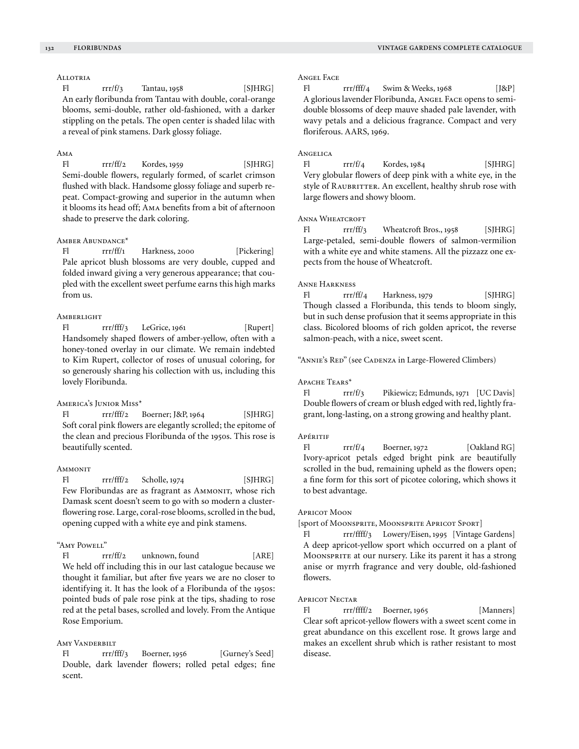### Allotria

Fl rrr/f/3 Tantau, 1958 [SJHRG]
An early floribunda from Tantau with double, coral-orange blooms, semi-double, rather old-fashioned, with a darker stippling on the petals. The open center is shaded lilac with a reveal of pink stamens. Dark glossy foliage.

### Ama

Fl rrr/ff/2 Kordes, 1959 [SJHRG]
Semi-double flowers, regularly formed, of scarlet crimson flushed with black. Handsome glossy foliage and superb repeat. Compact-growing and superior in the autumn when it blooms its head off; Ama benefits from a bit of afternoon shade to preserve the dark coloring.

### Amber Abundance*

Fl rrr/ff/1 Harkness, 2000 [Pickering]
Pale apricot blush blossoms are very double, cupped and folded inward giving a very generous appearance; that coupled with the excellent sweet perfume earns this high marks from us.

### Amberlight

Fl rrr/fff/3 LeGrice, 1961 [Rupert]
Handsomely shaped flowers of amber-yellow, often with a honey-toned overlay in our climate. We remain indebted to Kim Rupert, collector of roses of unusual coloring, for so generously sharing his collection with us, including this lovely Floribunda.

### America's Junior Miss*

Fl rrr/fff/2 Boerner; J&P, 1964 [SJHRG]
Soft coral pink flowers are elegantly scrolled; the epitome of the clean and precious Floribunda of the 1950s. This rose is beautifully scented.

### Ammonit

Fl rrr/fff/2 Scholle, 1974 [SJHRG]
Few Floribundas are as fragrant as Ammonit, whose rich Damask scent doesn't seem to go with so modern a cluster-flowering rose. Large, coral-rose blooms, scrolled in the bud, opening cupped with a white eye and pink stamens.

### "Amy Powell"

Fl rrr/ff/2 unknown, found [ARE]
We held off including this in our last catalogue because we thought it familiar, but after five years we are no closer to identifying it. It has the look of a Floribunda of the 1950s: pointed buds of pale rose pink at the tips, shading to rose red at the petal bases, scrolled and lovely. From the Antique Rose Emporium.

### Amy Vanderbilt

Fl rrr/fff/3 Boerner, 1956 [Gurney's Seed]
Double, dark lavender flowers; rolled petal edges; fine scent.

### Angel Face

Fl rrr/fff/4 Swim & Weeks, 1968 [J&P]
A glorious lavender Floribunda, Angel Face opens to semi-double blossoms of deep mauve shaded pale lavender, with wavy petals and a delicious fragrance. Compact and very floriferous. AARS, 1969.

### Angelica

Fl rrr/f/4 Kordes, 1984 [SJHRG]
Very globular flowers of deep pink with a white eye, in the style of Raubritter. An excellent, healthy shrub rose with large flowers and showy bloom.

### Anna Wheatcroft

Fl rrr/ff/3 Wheatcroft Bros., 1958 [SJHRG]
Large-petaled, semi-double flowers of salmon-vermilion with a white eye and white stamens. All the pizzazz one expects from the house of Wheatcroft.

### Anne Harkness

Fl rrr/ff/4 Harkness, 1979 [SJHRG]
Though classed a Floribunda, this tends to bloom singly, but in such dense profusion that it seems appropriate in this class. Bicolored blooms of rich golden apricot, the reverse salmon-peach, with a nice, sweet scent.

"Annie's Red" (see Cadenza in Large-Flowered Climbers)

### Apache Tears*

Fl rrr/f/3 Pikiewicz; Edmunds, 1971 [UC Davis]
Double flowers of cream or blush edged with red, lightly fragrant, long-lasting, on a strong growing and healthy plant.

### Apéritif

Fl rrr/f/4 Boerner, 1972 [Oakland RG]
Ivory-apricot petals edged bright pink are beautifully scrolled in the bud, remaining upheld as the flowers open; a fine form for this sort of picotee coloring, which shows it to best advantage.

### Apricot Moon

[sport of Moonsprite, Moonsprite Apricot Sport]

Fl rrr/ffff/3 Lowery/Eisen, 1995 [Vintage Gardens]
A deep apricot-yellow sport which occurred on a plant of Moonsprite at our nursery. Like its parent it has a strong anise or myrrh fragrance and very double, old-fashioned flowers.

### Apricot Nectar

Fl rrr/ffff/2 Boerner, 1965 [Manners]
Clear soft apricot-yellow flowers with a sweet scent come in great abundance on this excellent rose. It grows large and makes an excellent shrub which is rather resistant to most disease.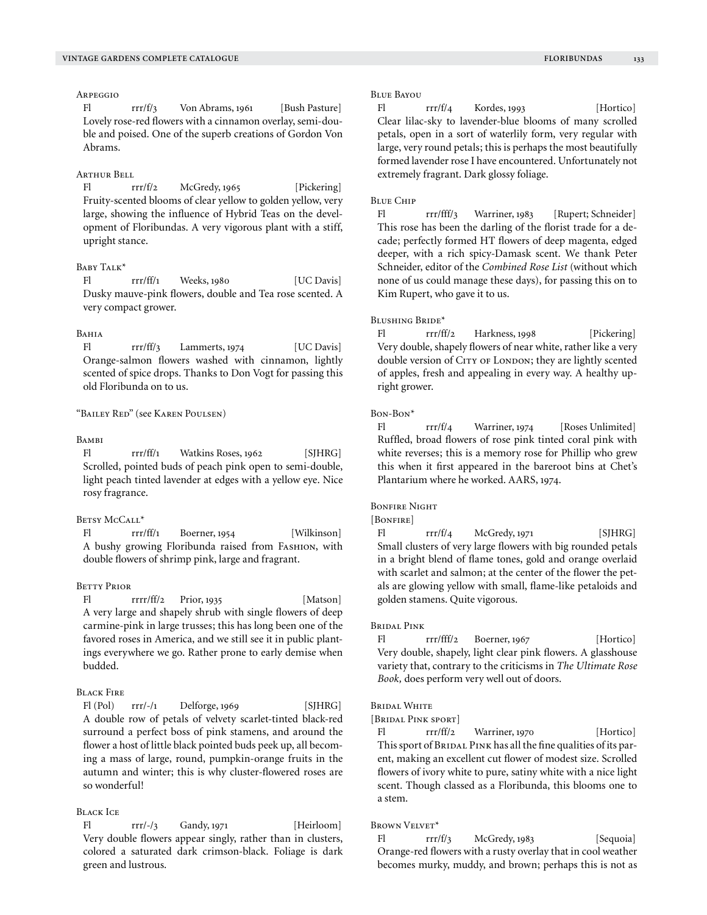### Arpeggio

Fl rrr/f/3 Von Abrams, 1961 [Bush Pasture]
Lovely rose-red flowers with a cinnamon overlay, semi-double and poised. One of the superb creations of Gordon Von Abrams.

### Arthur Bell

Fl rrr/f/2 McGredy, 1965 [Pickering]
Fruity-scented blooms of clear yellow to golden yellow, very large, showing the influence of Hybrid Teas on the development of Floribundas. A very vigorous plant with a stiff, upright stance.

### Baby Talk*

Fl rrr/ff/1 Weeks, 1980 [UC Davis]
Dusky mauve-pink flowers, double and Tea rose scented. A very compact grower.

### Bahia

Fl rrr/ff/3 Lammerts, 1974 [UC Davis]
Orange-salmon flowers washed with cinnamon, lightly scented of spice drops. Thanks to Don Vogt for passing this old Floribunda on to us.

"Bailey Red" (see Karen Poulsen)

### Bambi

Fl rrr/ff/1 Watkins Roses, 1962 [SJHRG]
Scrolled, pointed buds of peach pink open to semi-double, light peach tinted lavender at edges with a yellow eye. Nice rosy fragrance.

### Betsy McCall*

Fl rrr/ff/1 Boerner, 1954 [Wilkinson]
A bushy growing Floribunda raised from Fashion, with double flowers of shrimp pink, large and fragrant.

### Betty Prior

Fl rrrr/ff/2 Prior, 1935 [Matson]
A very large and shapely shrub with single flowers of deep carmine-pink in large trusses; this has long been one of the favored roses in America, and we still see it in public plantings everywhere we go. Rather prone to early demise when budded.

### Black Fire

Fl (Pol) rrr/-/1 Delforge, 1969 [SJHRG]
A double row of petals of velvety scarlet-tinted black-red surround a perfect boss of pink stamens, and around the flower a host of little black pointed buds peek up, all becoming a mass of large, round, pumpkin-orange fruits in the autumn and winter; this is why cluster-flowered roses are so wonderful!

### Black Ice

Fl rrr/-/3 Gandy, 1971 [Heirloom]
Very double flowers appear singly, rather than in clusters, colored a saturated dark crimson-black. Foliage is dark green and lustrous.

### Blue Bayou

Fl rrr/f/4 Kordes, 1993 [Hortico]
Clear lilac-sky to lavender-blue blooms of many scrolled petals, open in a sort of waterlily form, very regular with large, very round petals; this is perhaps the most beautifully formed lavender rose I have encountered. Unfortunately not extremely fragrant. Dark glossy foliage.

### Blue Chip

Fl rrr/fff/3 Warriner, 1983 [Rupert; Schneider]
This rose has been the darling of the florist trade for a decade; perfectly formed HT flowers of deep magenta, edged deeper, with a rich spicy-Damask scent. We thank Peter Schneider, editor of the *Combined Rose List* (without which none of us could manage these days), for passing this on to Kim Rupert, who gave it to us.

### Blushing Bride*

Fl rrr/ff/2 Harkness, 1998 [Pickering]
Very double, shapely flowers of near white, rather like a very double version of City of London; they are lightly scented of apples, fresh and appealing in every way. A healthy upright grower.

### Bon-Bon*

Fl rrr/f/4 Warriner, 1974 [Roses Unlimited]
Ruffled, broad flowers of rose pink tinted coral pink with white reverses; this is a memory rose for Phillip who grew this when it first appeared in the bareroot bins at Chet's Plantarium where he worked. AARS, 1974.

### Bonfire Night

[Bonfire]

Fl rrr/f/4 McGredy, 1971 [SJHRG]
Small clusters of very large flowers with big rounded petals in a bright blend of flame tones, gold and orange overlaid with scarlet and salmon; at the center of the flower the petals are glowing yellow with small, flame-like petaloids and golden stamens. Quite vigorous.

### Bridal Pink

Fl rrr/fff/2 Boerner, 1967 [Hortico]
Very double, shapely, light clear pink flowers. A glasshouse variety that, contrary to the criticisms in *The Ultimate Rose Book,* does perform very well out of doors.

### Bridal White

[Bridal Pink sport]

Fl rrr/ff/2 Warriner, 1970 [Hortico]
This sport of Bridal Pink has all the fine qualities of its parent, making an excellent cut flower of modest size. Scrolled flowers of ivory white to pure, satiny white with a nice light scent. Though classed as a Floribunda, this blooms one to a stem.

### Brown Velvet*

Fl rrr/f/3 McGredy, 1983 [Sequoia]
Orange-red flowers with a rusty overlay that in cool weather becomes murky, muddy, and brown; perhaps this is not as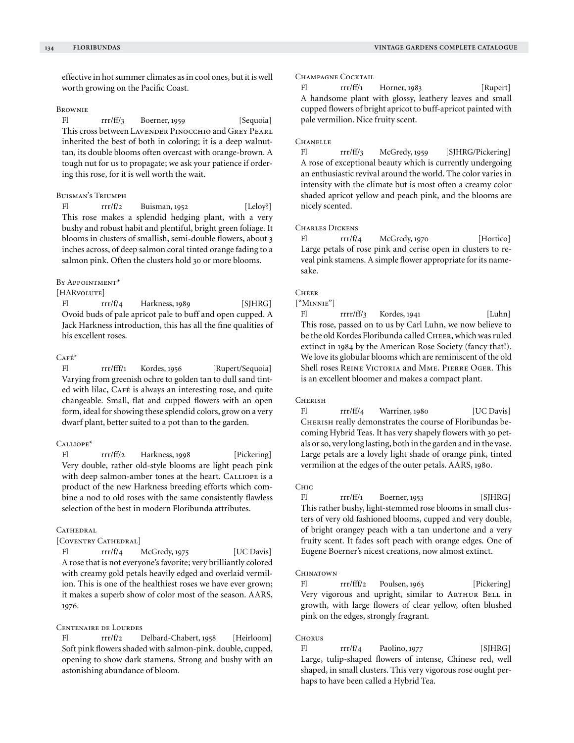effective in hot summer climates as in cool ones, but it is well worth growing on the Pacific Coast.

### Brownie

Fl rrr/ff/3 Boerner, 1959 [Sequoia]

This cross between Lavender Pinocchio and Grey Pearl inherited the best of both in coloring; it is a deep walnut-tan, its double blooms often overcast with orange-brown. A tough nut for us to propagate; we ask your patience if ordering this rose, for it is well worth the wait.

### Buisman's Triumph

Fl rrr/f/2 Buisman, 1952 [Leloy?]

This rose makes a splendid hedging plant, with a very bushy and robust habit and plentiful, bright green foliage. It blooms in clusters of smallish, semi-double flowers, about 3 inches across, of deep salmon coral tinted orange fading to a salmon pink. Often the clusters hold 30 or more blooms.

### By Appointment*

[HARvolute]

Fl rrr/f/4 Harkness, 1989 [SJHRG]

Ovoid buds of pale apricot pale to buff and open cupped. A Jack Harkness introduction, this has all the fine qualities of his excellent roses.

### Café*

Fl rrr/fff/1 Kordes, 1956 [Rupert/Sequoia]

Varying from greenish ochre to golden tan to dull sand tinted with lilac, Café is always an interesting rose, and quite changeable. Small, flat and cupped flowers with an open form, ideal for showing these splendid colors, grow on a very dwarf plant, better suited to a pot than to the garden.

### Calliope*

Fl rrr/ff/2 Harkness, 1998 [Pickering]

Very double, rather old-style blooms are light peach pink with deep salmon-amber tones at the heart. Calliope is a product of the new Harkness breeding efforts which combine a nod to old roses with the same consistently flawless selection of the best in modern Floribunda attributes.

### Cathedral

[Coventry Cathedral]

Fl rrr/f/4 McGredy, 1975 [UC Davis]

A rose that is not everyone's favorite; very brilliantly colored with creamy gold petals heavily edged and overlaid vermilion. This is one of the healthiest roses we have ever grown; it makes a superb show of color most of the season. AARS, 1976.

### Centenaire de Lourdes

Fl rrr/f/2 Delbard-Chabert, 1958 [Heirloom]

Soft pink flowers shaded with salmon-pink, double, cupped, opening to show dark stamens. Strong and bushy with an astonishing abundance of bloom.

### Champagne Cocktail

Fl rrr/ff/1 Horner, 1983 [Rupert]

A handsome plant with glossy, leathery leaves and small cupped flowers of bright apricot to buff-apricot painted with pale vermilion. Nice fruity scent.

### Chanelle

Fl rrr/ff/3 McGredy, 1959 [SJHRG/Pickering]

A rose of exceptional beauty which is currently undergoing an enthusiastic revival around the world. The color varies in intensity with the climate but is most often a creamy color shaded apricot yellow and peach pink, and the blooms are nicely scented.

### Charles Dickens

Fl rrr/f/4 McGredy, 1970 [Hortico]

Large petals of rose pink and cerise open in clusters to reveal pink stamens. A simple flower appropriate for its namesake.

### Cheer

["Minnie"]

Fl rrrr/ff/3 Kordes, 1941 [Luhn]

This rose, passed on to us by Carl Luhn, we now believe to be the old Kordes Floribunda called Cheer, which was ruled extinct in 1984 by the American Rose Society (fancy that!). We love its globular blooms which are reminiscent of the old Shell roses Reine Victoria and Mme. Pierre Oger. This is an excellent bloomer and makes a compact plant.

### Cherish

Fl rrr/ff/4 Warriner, 1980 [UC Davis]

Cherish really demonstrates the course of Floribundas becoming Hybrid Teas. It has very shapely flowers with 30 petals or so, very long lasting, both in the garden and in the vase. Large petals are a lovely light shade of orange pink, tinted vermilion at the edges of the outer petals. AARS, 1980.

### Chic

Fl rrr/ff/1 Boerner, 1953 [SJHRG]

This rather bushy, light-stemmed rose blooms in small clusters of very old fashioned blooms, cupped and very double, of bright orangey peach with a tan undertone and a very fruity scent. It fades soft peach with orange edges. One of Eugene Boerner's nicest creations, now almost extinct.

### Chinatown

Fl rrr/fff/2 Poulsen, 1963 [Pickering]

Very vigorous and upright, similar to Arthur Bell in growth, with large flowers of clear yellow, often blushed pink on the edges, strongly fragrant.

### Chorus

Fl rrr/f/4 Paolino, 1977 [SJHRG]

Large, tulip-shaped flowers of intense, Chinese red, well shaped, in small clusters. This very vigorous rose ought perhaps to have been called a Hybrid Tea.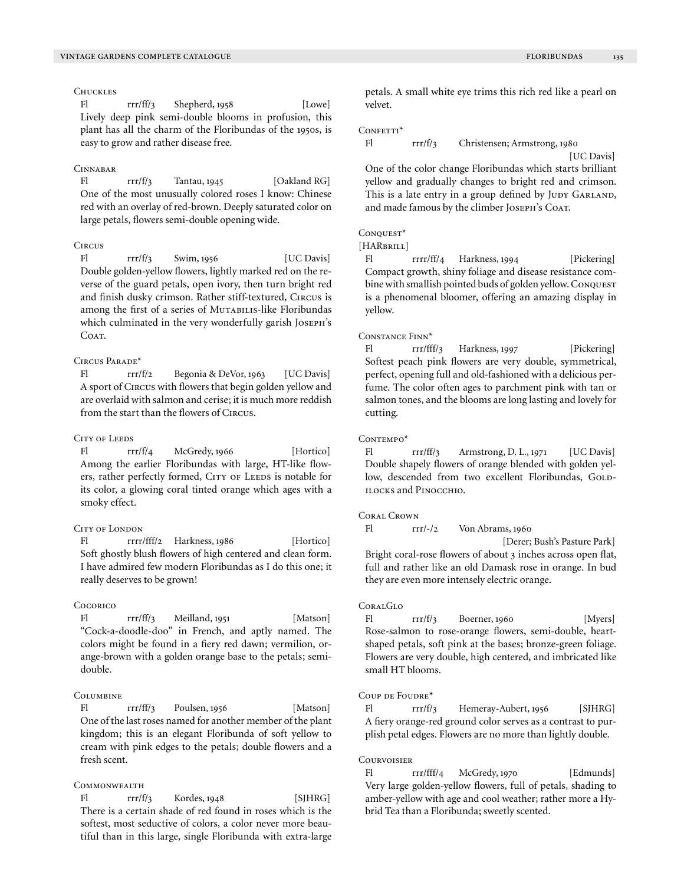### Chuckles

Fl rrr/ff/3 Shepherd, 1958 [Lowe]

Lively deep pink semi-double blooms in profusion, this plant has all the charm of the Floribundas of the 1950s, is easy to grow and rather disease free.

### Cinnabar

Fl rrr/f/3 Tantau, 1945 [Oakland RG]

One of the most unusually colored roses I know: Chinese red with an overlay of red-brown. Deeply saturated color on large petals, flowers semi-double opening wide.

### Circus

Fl rrr/f/3 Swim, 1956 [UC Davis]

Double golden-yellow flowers, lightly marked red on the reverse of the guard petals, open ivory, then turn bright red and finish dusky crimson. Rather stiff-textured, Circus is among the first of a series of Mutabilis-like Floribundas which culminated in the very wonderfully garish Joseph's Coat.

### Circus Parade*

Fl rrr/f/2 Begonia & DeVor, 1963 [UC Davis]

A sport of Circus with flowers that begin golden yellow and are overlaid with salmon and cerise; it is much more reddish from the start than the flowers of Circus.

### City of Leeds

Fl rrr/f/4 McGredy, 1966 [Hortico]

Among the earlier Floribundas with large, HT-like flowers, rather perfectly formed, City of Leeds is notable for its color, a glowing coral tinted orange which ages with a smoky effect.

### City of London

Fl rrrr/fff/2 Harkness, 1986 [Hortico]

Soft ghostly blush flowers of high centered and clean form. I have admired few modern Floribundas as I do this one; it really deserves to be grown!

### Cocorico

Fl rrr/ff/3 Meilland, 1951 [Matson]

"Cock-a-doodle-doo" in French, and aptly named. The colors might be found in a fiery red dawn; vermilion, orange-brown with a golden orange base to the petals; semi-double.

### Columbine

Fl rrr/ff/3 Poulsen, 1956 [Matson]

One of the last roses named for another member of the plant kingdom; this is an elegant Floribunda of soft yellow to cream with pink edges to the petals; double flowers and a fresh scent.

### Commonwealth

Fl rrr/f/3 Kordes, 1948 [SJHRG]

There is a certain shade of red found in roses which is the softest, most seductive of colors, a color never more beautiful than in this large, single Floribunda with extra-large petals. A small white eye trims this rich red like a pearl on velvet.

### Confetti*

Fl rrr/f/3 Christensen; Armstrong, 1980 [UC Davis]

One of the color change Floribundas which starts brilliant yellow and gradually changes to bright red and crimson. This is a late entry in a group defined by Judy Garland, and made famous by the climber Joseph's Coat.

### Conquest*

[HARbrill]

Fl rrrr/ff/4 Harkness, 1994 [Pickering]

Compact growth, shiny foliage and disease resistance combine with smallish pointed buds of golden yellow. Conquest is a phenomenal bloomer, offering an amazing display in yellow.

### Constance Finn*

Fl rrr/fff/3 Harkness, 1997 [Pickering]

Softest peach pink flowers are very double, symmetrical, perfect, opening full and old-fashioned with a delicious perfume. The color often ages to parchment pink with tan or salmon tones, and the blooms are long lasting and lovely for cutting.

### Contempo*

Fl rrr/ff/3 Armstrong, D. L., 1971 [UC Davis]

Double shapely flowers of orange blended with golden yellow, descended from two excellent Floribundas, Goldilocks and Pinocchio.

### Coral Crown

Fl rrr/-/2 Von Abrams, 1960 [Derer; Bush's Pasture Park]

Bright coral-rose flowers of about 3 inches across open flat, full and rather like an old Damask rose in orange. In bud they are even more intensely electric orange.

### CoralGlo

Fl rrr/f/3 Boerner, 1960 [Myers]

Rose-salmon to rose-orange flowers, semi-double, heart-shaped petals, soft pink at the bases; bronze-green foliage. Flowers are very double, high centered, and imbricated like small HT blooms.

### Coup de Foudre*

Fl rrr/f/3 Hemeray-Aubert, 1956 [SJHRG]

A fiery orange-red ground color serves as a contrast to purplish petal edges. Flowers are no more than lightly double.

### Courvoisier

Fl rrr/fff/4 McGredy, 1970 [Edmunds]

Very large golden-yellow flowers, full of petals, shading to amber-yellow with age and cool weather; rather more a Hybrid Tea than a Floribunda; sweetly scented.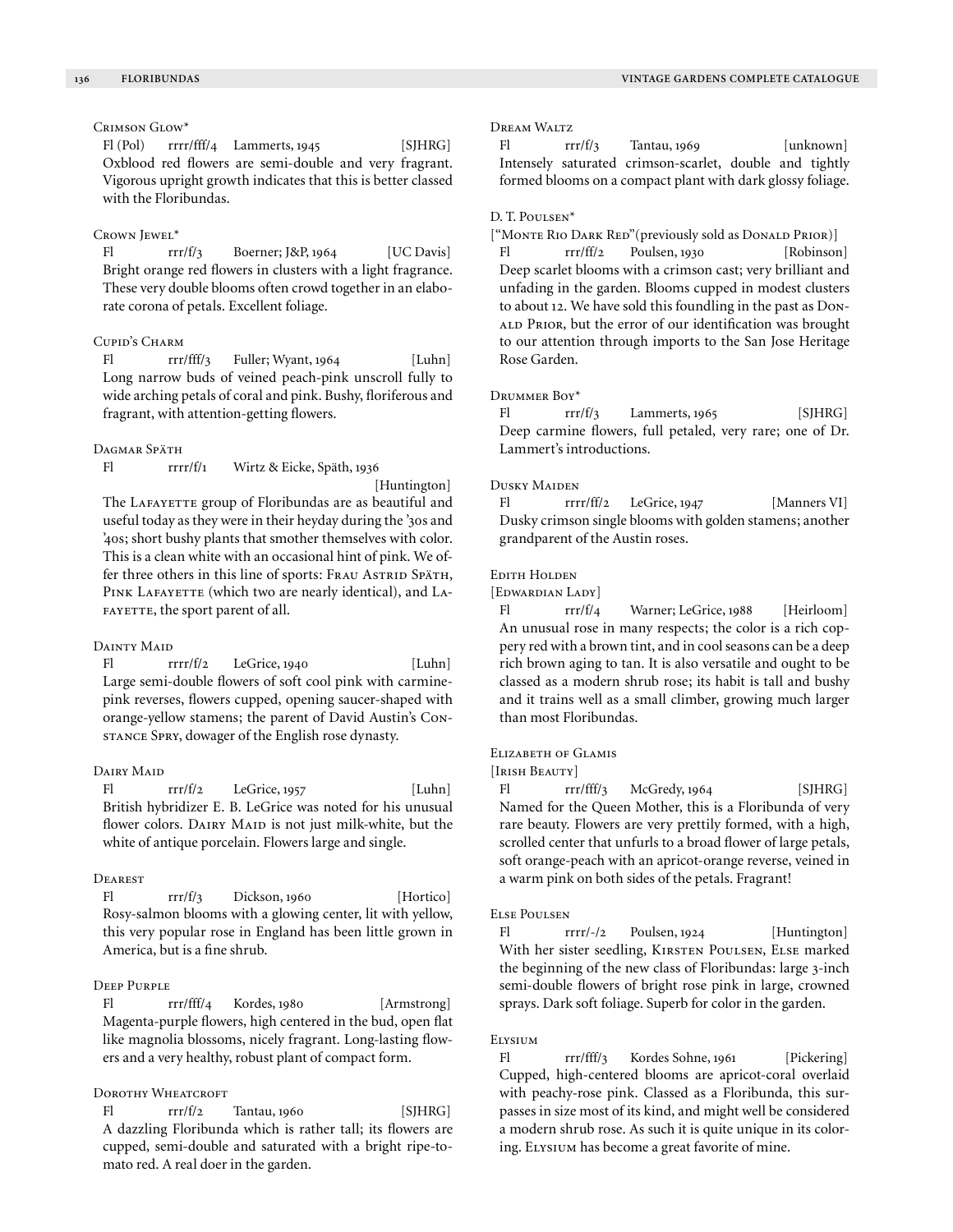### Crimson Glow*

Fl (Pol) rrrr/fff/4 Lammerts, 1945 [SJHRG]
Oxblood red flowers are semi-double and very fragrant. Vigorous upright growth indicates that this is better classed with the Floribundas.

### Crown Jewel*

Fl rrr/f/3 Boerner; J&P, 1964 [UC Davis]
Bright orange red flowers in clusters with a light fragrance. These very double blooms often crowd together in an elaborate corona of petals. Excellent foliage.

### Cupid's Charm

Fl rrr/fff/3 Fuller; Wyant, 1964 [Luhn]
Long narrow buds of veined peach-pink unscroll fully to wide arching petals of coral and pink. Bushy, floriferous and fragrant, with attention-getting flowers.

### Dagmar Späth

Fl rrrr/f/1 Wirtz & Eicke, Späth, 1936 [Huntington]
The Lafayette group of Floribundas are as beautiful and useful today as they were in their heyday during the '30s and '40s; short bushy plants that smother themselves with color. This is a clean white with an occasional hint of pink. We offer three others in this line of sports: Frau Astrid Späth, Pink Lafayette (which two are nearly identical), and Lafayette, the sport parent of all.

### Dainty Maid

Fl rrrr/f/2 LeGrice, 1940 [Luhn]
Large semi-double flowers of soft cool pink with carmine-pink reverses, flowers cupped, opening saucer-shaped with orange-yellow stamens; the parent of David Austin's Constance Spry, dowager of the English rose dynasty.

### Dairy Maid

Fl rrr/f/2 LeGrice, 1957 [Luhn]
British hybridizer E. B. LeGrice was noted for his unusual flower colors. Dairy Maid is not just milk-white, but the white of antique porcelain. Flowers large and single.

### Dearest

Fl rrr/f/3 Dickson, 1960 [Hortico]
Rosy-salmon blooms with a glowing center, lit with yellow, this very popular rose in England has been little grown in America, but is a fine shrub.

### Deep Purple

Fl rrr/fff/4 Kordes, 1980 [Armstrong]
Magenta-purple flowers, high centered in the bud, open flat like magnolia blossoms, nicely fragrant. Long-lasting flowers and a very healthy, robust plant of compact form.

### Dorothy Wheatcroft

Fl rrr/f/2 Tantau, 1960 [SJHRG]
A dazzling Floribunda which is rather tall; its flowers are cupped, semi-double and saturated with a bright ripe-tomato red. A real doer in the garden.

### Dream Waltz

Fl rrr/f/3 Tantau, 1969 [unknown]
Intensely saturated crimson-scarlet, double and tightly formed blooms on a compact plant with dark glossy foliage.

### D. T. Poulsen*

["Monte Rio Dark Red"(previously sold as Donald Prior)]
Fl rrr/ff/2 Poulsen, 1930 [Robinson]
Deep scarlet blooms with a crimson cast; very brilliant and unfading in the garden. Blooms cupped in modest clusters to about 12. We have sold this foundling in the past as Donald Prior, but the error of our identification was brought to our attention through imports to the San Jose Heritage Rose Garden.

### Drummer Boy*

Fl rrr/f/3 Lammerts, 1965 [SJHRG]
Deep carmine flowers, full petaled, very rare; one of Dr. Lammert's introductions.

### Dusky Maiden

Fl rrrr/ff/2 LeGrice, 1947 [Manners VI]
Dusky crimson single blooms with golden stamens; another grandparent of the Austin roses.

### Edith Holden

[Edwardian Lady]
Fl rrr/f/4 Warner; LeGrice, 1988 [Heirloom]
An unusual rose in many respects; the color is a rich coppery red with a brown tint, and in cool seasons can be a deep rich brown aging to tan. It is also versatile and ought to be classed as a modern shrub rose; its habit is tall and bushy and it trains well as a small climber, growing much larger than most Floribundas.

### Elizabeth of Glamis

[Irish Beauty]
Fl rrr/fff/3 McGredy, 1964 [SJHRG]
Named for the Queen Mother, this is a Floribunda of very rare beauty. Flowers are very prettily formed, with a high, scrolled center that unfurls to a broad flower of large petals, soft orange-peach with an apricot-orange reverse, veined in a warm pink on both sides of the petals. Fragrant!

### Else Poulsen

Fl rrrr/-/2 Poulsen, 1924 [Huntington]
With her sister seedling, Kirsten Poulsen, Else marked the beginning of the new class of Floribundas: large 3-inch semi-double flowers of bright rose pink in large, crowned sprays. Dark soft foliage. Superb for color in the garden.

### Elysium

Fl rrr/fff/3 Kordes Sohne, 1961 [Pickering]
Cupped, high-centered blooms are apricot-coral overlaid with peachy-rose pink. Classed as a Floribunda, this surpasses in size most of its kind, and might well be considered a modern shrub rose. As such it is quite unique in its coloring. Elysium has become a great favorite of mine.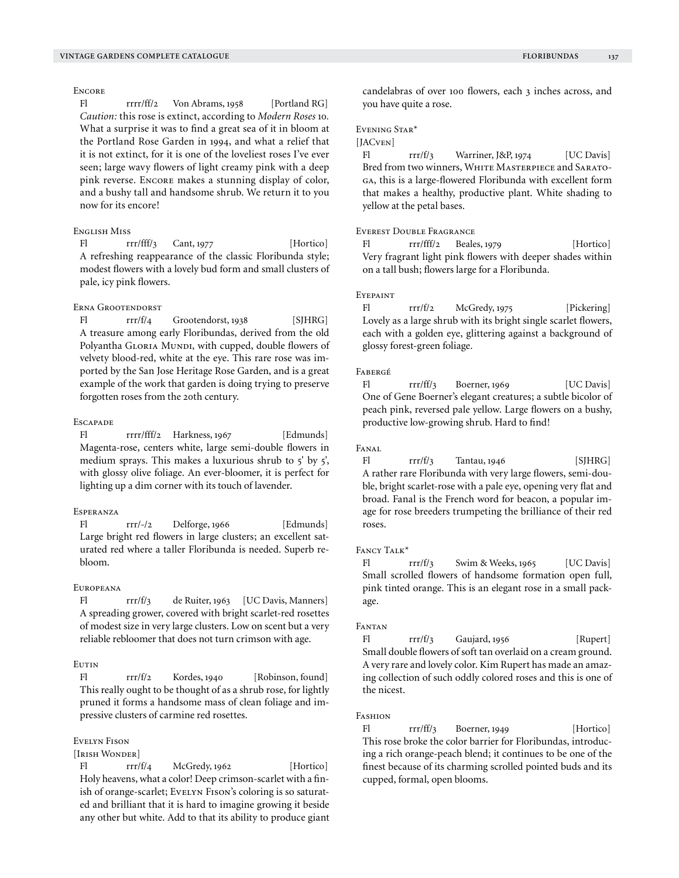### Encore

Fl rrrr/ff/2 Von Abrams, 1958 [Portland RG]

*Caution:* this rose is extinct, according to *Modern Roses* 10. What a surprise it was to find a great sea of it in bloom at the Portland Rose Garden in 1994, and what a relief that it is not extinct, for it is one of the loveliest roses I've ever seen; large wavy flowers of light creamy pink with a deep pink reverse. Encore makes a stunning display of color, and a bushy tall and handsome shrub. We return it to you now for its encore!

### English Miss

Fl rrr/fff/3 Cant, 1977 [Hortico]

A refreshing reappearance of the classic Floribunda style; modest flowers with a lovely bud form and small clusters of pale, icy pink flowers.

### Erna Grootendorst

Fl rrr/f/4 Grootendorst, 1938 [SJHRG]

A treasure among early Floribundas, derived from the old Polyantha Gloria Mundi, with cupped, double flowers of velvety blood-red, white at the eye. This rare rose was imported by the San Jose Heritage Rose Garden, and is a great example of the work that garden is doing trying to preserve forgotten roses from the 20th century.

### Escapade

Fl rrrr/fff/2 Harkness, 1967 [Edmunds]

Magenta-rose, centers white, large semi-double flowers in medium sprays. This makes a luxurious shrub to 5' by 5', with glossy olive foliage. An ever-bloomer, it is perfect for lighting up a dim corner with its touch of lavender.

### Esperanza

Fl rrr/-/2 Delforge, 1966 [Edmunds]

Large bright red flowers in large clusters; an excellent saturated red where a taller Floribunda is needed. Superb rebloom.

### Europeana

Fl rrr/f/3 de Ruiter, 1963 [UC Davis, Manners]

A spreading grower, covered with bright scarlet-red rosettes of modest size in very large clusters. Low on scent but a very reliable rebloomer that does not turn crimson with age.

### Eutin

Fl rrr/f/2 Kordes, 1940 [Robinson, found]

This really ought to be thought of as a shrub rose, for lightly pruned it forms a handsome mass of clean foliage and impressive clusters of carmine red rosettes.

### Evelyn Fison

[Irish Wonder]

Fl rrr/f/4 McGredy, 1962 [Hortico]

Holy heavens, what a color! Deep crimson-scarlet with a finish of orange-scarlet; Evelyn Fison's coloring is so saturated and brilliant that it is hard to imagine growing it beside any other but white. Add to that its ability to produce giant candelabras of over 100 flowers, each 3 inches across, and you have quite a rose.

### Evening Star*

[JACven]

Fl rrr/f/3 Warriner, J&P, 1974 [UC Davis]

Bred from two winners, White Masterpiece and Saratoga, this is a large-flowered Floribunda with excellent form that makes a healthy, productive plant. White shading to yellow at the petal bases.

### Everest Double Fragrance

Fl rrr/fff/2 Beales, 1979 [Hortico]

Very fragrant light pink flowers with deeper shades within on a tall bush; flowers large for a Floribunda.

### Eyepaint

Fl rrr/f/2 McGredy, 1975 [Pickering]

Lovely as a large shrub with its bright single scarlet flowers, each with a golden eye, glittering against a background of glossy forest-green foliage.

### Fabergé

Fl rrr/ff/3 Boerner, 1969 [UC Davis]

One of Gene Boerner's elegant creatures; a subtle bicolor of peach pink, reversed pale yellow. Large flowers on a bushy, productive low-growing shrub. Hard to find!

### Fanal

Fl rrr/f/3 Tantau, 1946 [SJHRG]

A rather rare Floribunda with very large flowers, semi-double, bright scarlet-rose with a pale eye, opening very flat and broad. Fanal is the French word for beacon, a popular image for rose breeders trumpeting the brilliance of their red roses.

### Fancy Talk*

Fl rrr/f/3 Swim & Weeks, 1965 [UC Davis]

Small scrolled flowers of handsome formation open full, pink tinted orange. This is an elegant rose in a small package.

### Fantan

Fl rrr/f/3 Gaujard, 1956 [Rupert]

Small double flowers of soft tan overlaid on a cream ground. A very rare and lovely color. Kim Rupert has made an amazing collection of such oddly colored roses and this is one of the nicest.

### Fashion

Fl rrr/ff/3 Boerner, 1949 [Hortico]

This rose broke the color barrier for Floribundas, introducing a rich orange-peach blend; it continues to be one of the finest because of its charming scrolled pointed buds and its cupped, formal, open blooms.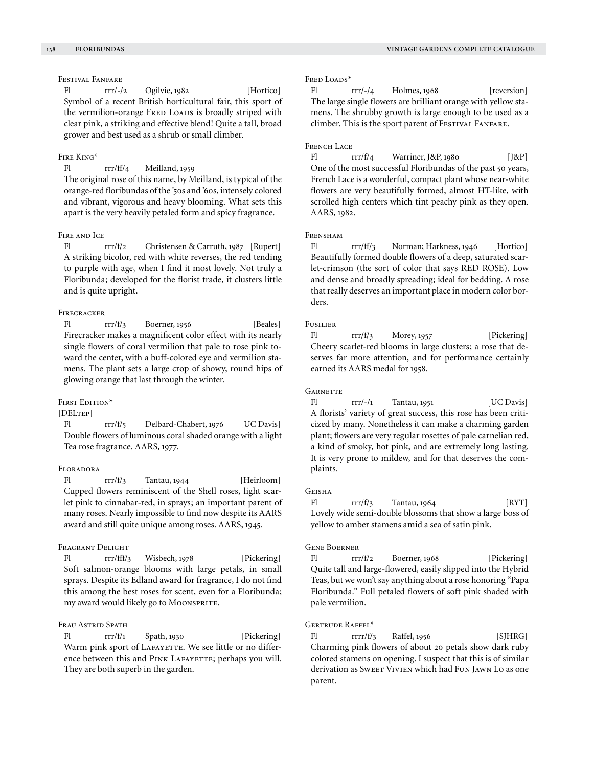### Festival Fanfare

Fl rrr/-/2 Ogilvie, 1982 [Hortico]

Symbol of a recent British horticultural fair, this sport of the vermilion-orange Fred Loads is broadly striped with clear pink, a striking and effective blend! Quite a tall, broad grower and best used as a shrub or small climber.

### Fire King*

Fl rrr/ff/4 Meilland, 1959

The original rose of this name, by Meilland, is typical of the orange-red floribundas of the '50s and '60s, intensely colored and vibrant, vigorous and heavy blooming. What sets this apart is the very heavily petaled form and spicy fragrance.

### Fire and Ice

Fl rrr/f/2 Christensen & Carruth, 1987 [Rupert]

A striking bicolor, red with white reverses, the red tending to purple with age, when I find it most lovely. Not truly a Floribunda; developed for the florist trade, it clusters little and is quite upright.

### Firecracker

Fl rrr/f/3 Boerner, 1956 [Beales]

Firecracker makes a magnificent color effect with its nearly single flowers of coral vermilion that pale to rose pink toward the center, with a buff-colored eye and vermilion stamens. The plant sets a large crop of showy, round hips of glowing orange that last through the winter.

### First Edition*

[DELtep]

Fl rrr/f/5 Delbard-Chabert, 1976 [UC Davis]

Double flowers of luminous coral shaded orange with a light Tea rose fragrance. AARS, 1977.

### Floradora

Fl rrr/f/3 Tantau, 1944 [Heirloom]

Cupped flowers reminiscent of the Shell roses, light scarlet pink to cinnabar-red, in sprays; an important parent of many roses. Nearly impossible to find now despite its AARS award and still quite unique among roses. AARS, 1945.

### Fragrant Delight

Fl rrr/fff/3 Wisbech, 1978 [Pickering]

Soft salmon-orange blooms with large petals, in small sprays. Despite its Edland award for fragrance, I do not find this among the best roses for scent, even for a Floribunda; my award would likely go to Moonsprite.

### Frau Astrid Spath

Fl rrr/f/1 Spath, 1930 [Pickering]

Warm pink sport of Lafayette. We see little or no difference between this and Pink Lafayette; perhaps you will. They are both superb in the garden.

### Fred Loads*

Fl rrr/-/4 Holmes, 1968 [reversion]

The large single flowers are brilliant orange with yellow stamens. The shrubby growth is large enough to be used as a climber. This is the sport parent of Festival Fanfare.

### French Lace

Fl rrr/f/4 Warriner, J&P, 1980 [J&P]

One of the most successful Floribundas of the past 50 years, French Lace is a wonderful, compact plant whose near-white flowers are very beautifully formed, almost HT-like, with scrolled high centers which tint peachy pink as they open. AARS, 1982.

### Frensham

Fl rrr/ff/3 Norman; Harkness, 1946 [Hortico]

Beautifully formed double flowers of a deep, saturated scarlet-crimson (the sort of color that says RED ROSE). Low and dense and broadly spreading; ideal for bedding. A rose that really deserves an important place in modern color borders.

### Fusilier

Fl rrr/f/3 Morey, 1957 [Pickering]

Cheery scarlet-red blooms in large clusters; a rose that deserves far more attention, and for performance certainly earned its AARS medal for 1958.

### Garnette

Fl rrr/-/1 Tantau, 1951 [UC Davis]

A florists' variety of great success, this rose has been criticized by many. Nonetheless it can make a charming garden plant; flowers are very regular rosettes of pale carnelian red, a kind of smoky, hot pink, and are extremely long lasting. It is very prone to mildew, and for that deserves the complaints.

### Geisha

Fl rrr/f/3 Tantau, 1964 [RYT]

Lovely wide semi-double blossoms that show a large boss of yellow to amber stamens amid a sea of satin pink.

### Gene Boerner

Fl rrr/f/2 Boerner, 1968 [Pickering]

Quite tall and large-flowered, easily slipped into the Hybrid Teas, but we won't say anything about a rose honoring "Papa Floribunda." Full petaled flowers of soft pink shaded with pale vermilion.

### Gertrude Raffel*

Fl rrrr/f/3 Raffel, 1956 [SJHRG]

Charming pink flowers of about 20 petals show dark ruby colored stamens on opening. I suspect that this is of similar derivation as Sweet Vivien which had Fun Jawn Lo as one parent.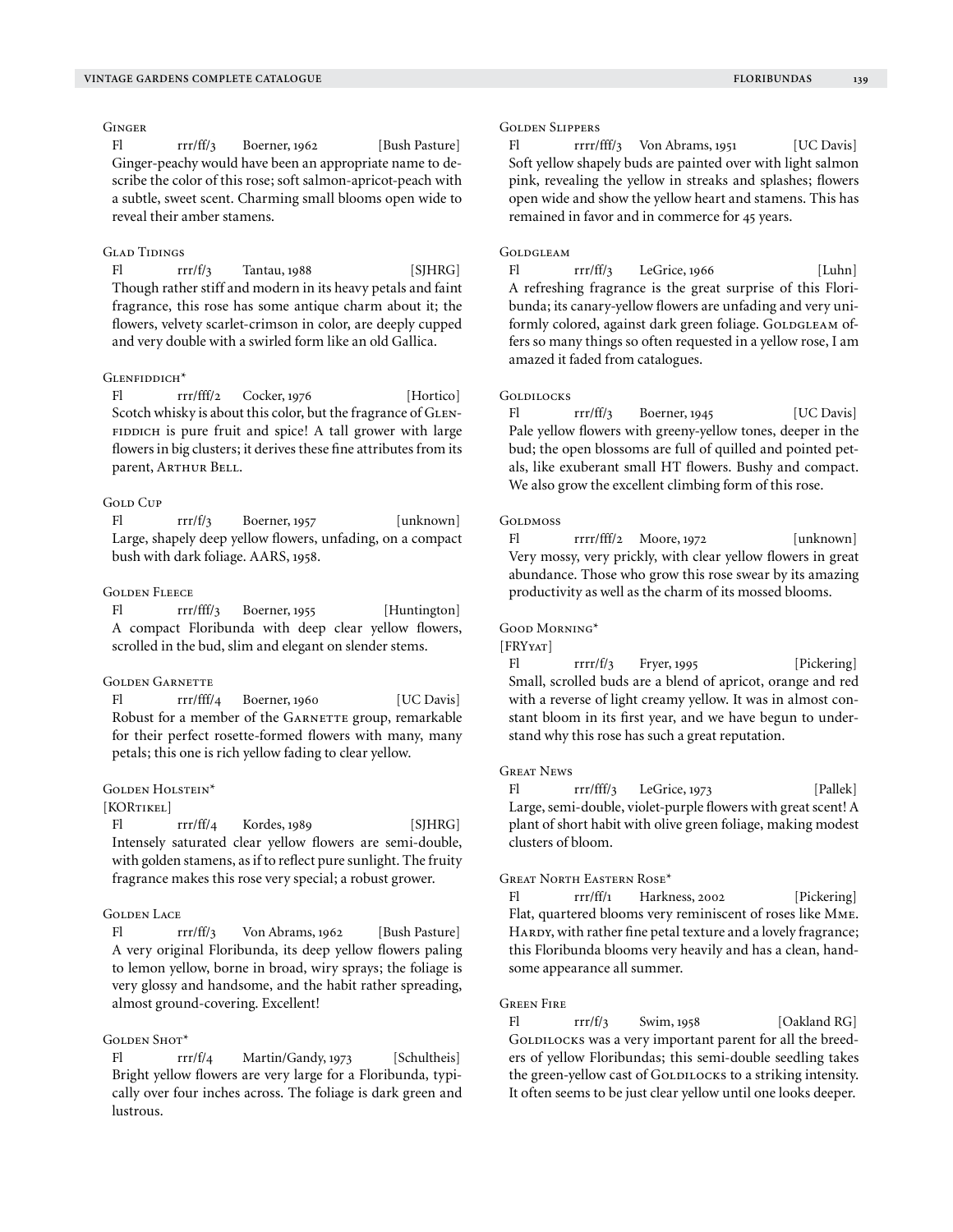### Ginger

Fl rrr/ff/3 Boerner, 1962 [Bush Pasture]

Ginger-peachy would have been an appropriate name to describe the color of this rose; soft salmon-apricot-peach with a subtle, sweet scent. Charming small blooms open wide to reveal their amber stamens.

### Glad Tidings

Fl rrr/f/3 Tantau, 1988 [SJHRG]

Though rather stiff and modern in its heavy petals and faint fragrance, this rose has some antique charm about it; the flowers, velvety scarlet-crimson in color, are deeply cupped and very double with a swirled form like an old Gallica.

### Glenfiddich*

Fl rrr/fff/2 Cocker, 1976 [Hortico]

Scotch whisky is about this color, but the fragrance of Glenfiddich is pure fruit and spice! A tall grower with large flowers in big clusters; it derives these fine attributes from its parent, Arthur Bell.

### Gold Cup

Fl rrr/f/3 Boerner, 1957 [unknown]

Large, shapely deep yellow flowers, unfading, on a compact bush with dark foliage. AARS, 1958.

### Golden Fleece

Fl rrr/fff/3 Boerner, 1955 [Huntington]

A compact Floribunda with deep clear yellow flowers, scrolled in the bud, slim and elegant on slender stems.

### Golden Garnette

Fl rrr/fff/4 Boerner, 1960 [UC Davis]

Robust for a member of the Garnette group, remarkable for their perfect rosette-formed flowers with many, many petals; this one is rich yellow fading to clear yellow.

### Golden Holstein*

[KORtikel]

Fl rrr/ff/4 Kordes, 1989 [SJHRG]

Intensely saturated clear yellow flowers are semi-double, with golden stamens, as if to reflect pure sunlight. The fruity fragrance makes this rose very special; a robust grower.

### Golden Lace

Fl rrr/ff/3 Von Abrams, 1962 [Bush Pasture]

A very original Floribunda, its deep yellow flowers paling to lemon yellow, borne in broad, wiry sprays; the foliage is very glossy and handsome, and the habit rather spreading, almost ground-covering. Excellent!

### Golden Shot*

Fl rrr/f/4 Martin/Gandy, 1973 [Schultheis]

Bright yellow flowers are very large for a Floribunda, typically over four inches across. The foliage is dark green and lustrous.

### Golden Slippers

Fl rrrr/fff/3 Von Abrams, 1951 [UC Davis]

Soft yellow shapely buds are painted over with light salmon pink, revealing the yellow in streaks and splashes; flowers open wide and show the yellow heart and stamens. This has remained in favor and in commerce for 45 years.

### Goldgleam

Fl rrr/ff/3 LeGrice, 1966 [Luhn]

A refreshing fragrance is the great surprise of this Floribunda; its canary-yellow flowers are unfading and very uniformly colored, against dark green foliage. Goldgleam offers so many things so often requested in a yellow rose, I am amazed it faded from catalogues.

### Goldilocks

Fl rrr/ff/3 Boerner, 1945 [UC Davis]

Pale yellow flowers with greeny-yellow tones, deeper in the bud; the open blossoms are full of quilled and pointed petals, like exuberant small HT flowers. Bushy and compact. We also grow the excellent climbing form of this rose.

### Goldmoss

Fl rrrr/fff/2 Moore, 1972 [unknown]

Very mossy, very prickly, with clear yellow flowers in great abundance. Those who grow this rose swear by its amazing productivity as well as the charm of its mossed blooms.

### Good Morning*

[FRYyat]

Fl rrrr/f/3 Fryer, 1995 [Pickering]

Small, scrolled buds are a blend of apricot, orange and red with a reverse of light creamy yellow. It was in almost constant bloom in its first year, and we have begun to understand why this rose has such a great reputation.

### Great News

Fl rrr/fff/3 LeGrice, 1973 [Pallek]

Large, semi-double, violet-purple flowers with great scent! A plant of short habit with olive green foliage, making modest clusters of bloom.

### Great North Eastern Rose*

Fl rrr/ff/1 Harkness, 2002 [Pickering]

Flat, quartered blooms very reminiscent of roses like Mme. Hardy, with rather fine petal texture and a lovely fragrance; this Floribunda blooms very heavily and has a clean, handsome appearance all summer.

### Green Fire

Fl rrr/f/3 Swim, 1958 [Oakland RG]

Goldilocks was a very important parent for all the breeders of yellow Floribundas; this semi-double seedling takes the green-yellow cast of Goldilocks to a striking intensity. It often seems to be just clear yellow until one looks deeper.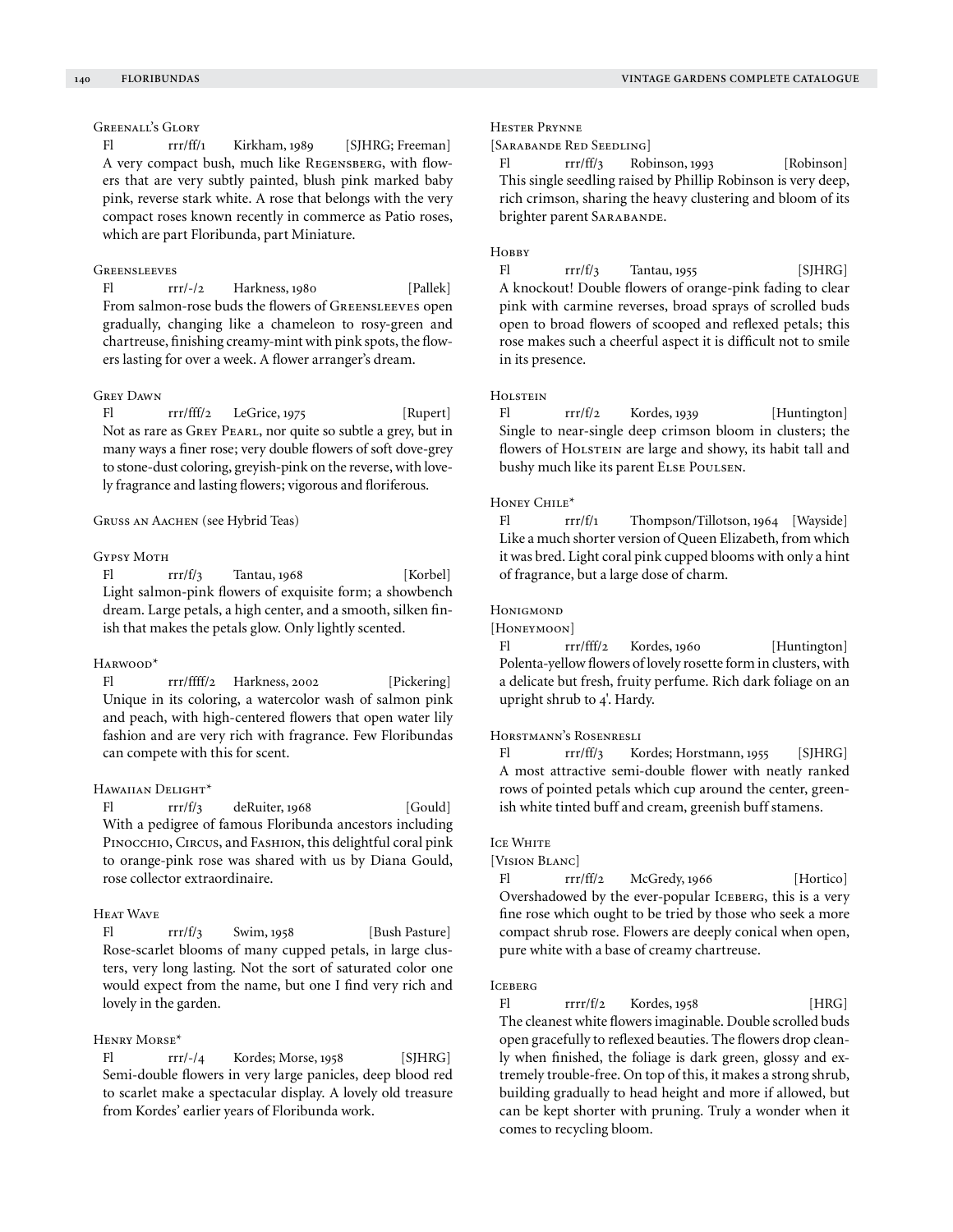### Greenall's Glory

Fl rrr/ff/1 Kirkham, 1989 [SJHRG; Freeman]

A very compact bush, much like Regensberg, with flowers that are very subtly painted, blush pink marked baby pink, reverse stark white. A rose that belongs with the very compact roses known recently in commerce as Patio roses, which are part Floribunda, part Miniature.

### Greensleeves

Fl rrr/-/2 Harkness, 1980 [Pallek]

From salmon-rose buds the flowers of Greensleeves open gradually, changing like a chameleon to rosy-green and chartreuse, finishing creamy-mint with pink spots, the flowers lasting for over a week. A flower arranger's dream.

### Grey Dawn

Fl rrr/fff/2 LeGrice, 1975 [Rupert]

Not as rare as Grey Pearl, nor quite so subtle a grey, but in many ways a finer rose; very double flowers of soft dove-grey to stone-dust coloring, greyish-pink on the reverse, with lovely fragrance and lasting flowers; vigorous and floriferous.

### Gruss an Aachen (see Hybrid Teas)

### Gypsy Moth

Fl rrr/f/3 Tantau, 1968 [Korbel]

Light salmon-pink flowers of exquisite form; a showbench dream. Large petals, a high center, and a smooth, silken finish that makes the petals glow. Only lightly scented.

### Harwood*

Fl rrr/ffff/2 Harkness, 2002 [Pickering]

Unique in its coloring, a watercolor wash of salmon pink and peach, with high-centered flowers that open water lily fashion and are very rich with fragrance. Few Floribundas can compete with this for scent.

### Hawaiian Delight*

Fl rrr/f/3 deRuiter, 1968 [Gould]

With a pedigree of famous Floribunda ancestors including Pinocchio, Circus, and Fashion, this delightful coral pink to orange-pink rose was shared with us by Diana Gould, rose collector extraordinaire.

### Heat Wave

Fl rrr/f/3 Swim, 1958 [Bush Pasture]

Rose-scarlet blooms of many cupped petals, in large clusters, very long lasting. Not the sort of saturated color one would expect from the name, but one I find very rich and lovely in the garden.

### Henry Morse*

Fl rrr/-/4 Kordes; Morse, 1958 [SJHRG]

Semi-double flowers in very large panicles, deep blood red to scarlet make a spectacular display. A lovely old treasure from Kordes' earlier years of Floribunda work.

### Hester Prynne

[Sarabande Red Seedling]

Fl rrr/ff/3 Robinson, 1993 [Robinson]

This single seedling raised by Phillip Robinson is very deep, rich crimson, sharing the heavy clustering and bloom of its brighter parent Sarabande.

### Hobby

Fl rrr/f/3 Tantau, 1955 [SJHRG]

A knockout! Double flowers of orange-pink fading to clear pink with carmine reverses, broad sprays of scrolled buds open to broad flowers of scooped and reflexed petals; this rose makes such a cheerful aspect it is difficult not to smile in its presence.

### Holstein

Fl rrr/f/2 Kordes, 1939 [Huntington]

Single to near-single deep crimson bloom in clusters; the flowers of Holstein are large and showy, its habit tall and bushy much like its parent Else Poulsen.

### Honey Chile*

Fl rrr/f/1 Thompson/Tillotson, 1964 [Wayside]

Like a much shorter version of Queen Elizabeth, from which it was bred. Light coral pink cupped blooms with only a hint of fragrance, but a large dose of charm.

### Honigmond

[Honeymoon]

Fl rrr/fff/2 Kordes, 1960 [Huntington]

Polenta-yellow flowers of lovely rosette form in clusters, with a delicate but fresh, fruity perfume. Rich dark foliage on an upright shrub to 4'. Hardy.

### Horstmann's Rosenresli

Fl rrr/ff/3 Kordes; Horstmann, 1955 [SJHRG]

A most attractive semi-double flower with neatly ranked rows of pointed petals which cup around the center, greenish white tinted buff and cream, greenish buff stamens.

### Ice White

[Vision Blanc]

Fl rrr/ff/2 McGredy, 1966 [Hortico]

Overshadowed by the ever-popular Iceberg, this is a very fine rose which ought to be tried by those who seek a more compact shrub rose. Flowers are deeply conical when open, pure white with a base of creamy chartreuse.

### Iceberg

Fl rrrr/f/2 Kordes, 1958 [HRG]

The cleanest white flowers imaginable. Double scrolled buds open gracefully to reflexed beauties. The flowers drop cleanly when finished, the foliage is dark green, glossy and extremely trouble-free. On top of this, it makes a strong shrub, building gradually to head height and more if allowed, but can be kept shorter with pruning. Truly a wonder when it comes to recycling bloom.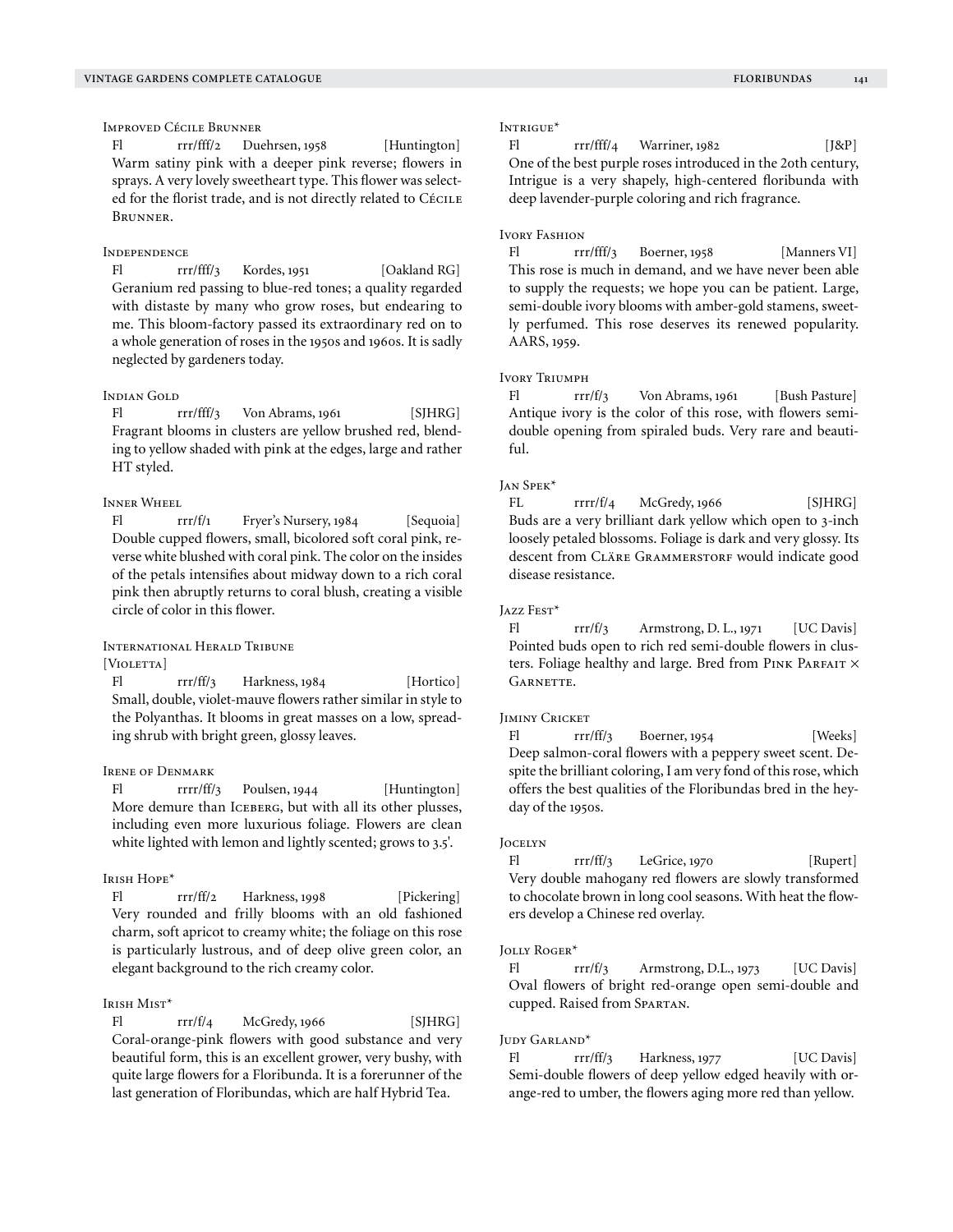### Improved Cécile Brunner

Fl rrr/fff/2 Duehrsen, 1958 [Huntington]
Warm satiny pink with a deeper pink reverse; flowers in sprays. A very lovely sweetheart type. This flower was selected for the florist trade, and is not directly related to Cécile Brunner.

### Independence

Fl rrr/fff/3 Kordes, 1951 [Oakland RG]
Geranium red passing to blue-red tones; a quality regarded with distaste by many who grow roses, but endearing to me. This bloom-factory passed its extraordinary red on to a whole generation of roses in the 1950s and 1960s. It is sadly neglected by gardeners today.

### Indian Gold

Fl rrr/fff/3 Von Abrams, 1961 [SJHRG]
Fragrant blooms in clusters are yellow brushed red, blending to yellow shaded with pink at the edges, large and rather HT styled.

### Inner Wheel

Fl rrr/f/1 Fryer's Nursery, 1984 [Sequoia]
Double cupped flowers, small, bicolored soft coral pink, reverse white blushed with coral pink. The color on the insides of the petals intensifies about midway down to a rich coral pink then abruptly returns to coral blush, creating a visible circle of color in this flower.

### International Herald Tribune [Violetta]

Fl rrr/ff/3 Harkness, 1984 [Hortico]
Small, double, violet-mauve flowers rather similar in style to the Polyanthas. It blooms in great masses on a low, spreading shrub with bright green, glossy leaves.

### Irene of Denmark

Fl rrrr/ff/3 Poulsen, 1944 [Huntington]
More demure than Iceberg, but with all its other plusses, including even more luxurious foliage. Flowers are clean white lighted with lemon and lightly scented; grows to 3.5'.

### Irish Hope*

Fl rrr/ff/2 Harkness, 1998 [Pickering]
Very rounded and frilly blooms with an old fashioned charm, soft apricot to creamy white; the foliage on this rose is particularly lustrous, and of deep olive green color, an elegant background to the rich creamy color.

### Irish Mist*

Fl rrr/f/4 McGredy, 1966 [SJHRG]
Coral-orange-pink flowers with good substance and very beautiful form, this is an excellent grower, very bushy, with quite large flowers for a Floribunda. It is a forerunner of the last generation of Floribundas, which are half Hybrid Tea.

### Intrigue*

Fl rrr/fff/4 Warriner, 1982 [J&P]
One of the best purple roses introduced in the 20th century, Intrigue is a very shapely, high-centered floribunda with deep lavender-purple coloring and rich fragrance.

### Ivory Fashion

Fl rrr/fff/3 Boerner, 1958 [Manners VI]
This rose is much in demand, and we have never been able to supply the requests; we hope you can be patient. Large, semi-double ivory blooms with amber-gold stamens, sweetly perfumed. This rose deserves its renewed popularity. AARS, 1959.

### Ivory Triumph

Fl rrr/f/3 Von Abrams, 1961 [Bush Pasture]
Antique ivory is the color of this rose, with flowers semi-double opening from spiraled buds. Very rare and beautiful.

### Jan Spek*

FL rrrr/f/4 McGredy, 1966 [SJHRG]
Buds are a very brilliant dark yellow which open to 3-inch loosely petaled blossoms. Foliage is dark and very glossy. Its descent from Cläre Grammerstorf would indicate good disease resistance.

### Jazz Fest*

Fl rrr/f/3 Armstrong, D. L., 1971 [UC Davis]
Pointed buds open to rich red semi-double flowers in clusters. Foliage healthy and large. Bred from Pink Parfait × Garnette.

### Jiminy Cricket

Fl rrr/ff/3 Boerner, 1954 [Weeks]
Deep salmon-coral flowers with a peppery sweet scent. Despite the brilliant coloring, I am very fond of this rose, which offers the best qualities of the Floribundas bred in the heyday of the 1950s.

### Jocelyn

Fl rrr/ff/3 LeGrice, 1970 [Rupert]
Very double mahogany red flowers are slowly transformed to chocolate brown in long cool seasons. With heat the flowers develop a Chinese red overlay.

### Jolly Roger*

Fl rrr/f/3 Armstrong, D.L., 1973 [UC Davis]
Oval flowers of bright red-orange open semi-double and cupped. Raised from Spartan.

### Judy Garland*

Fl rrr/ff/3 Harkness, 1977 [UC Davis]
Semi-double flowers of deep yellow edged heavily with orange-red to umber, the flowers aging more red than yellow.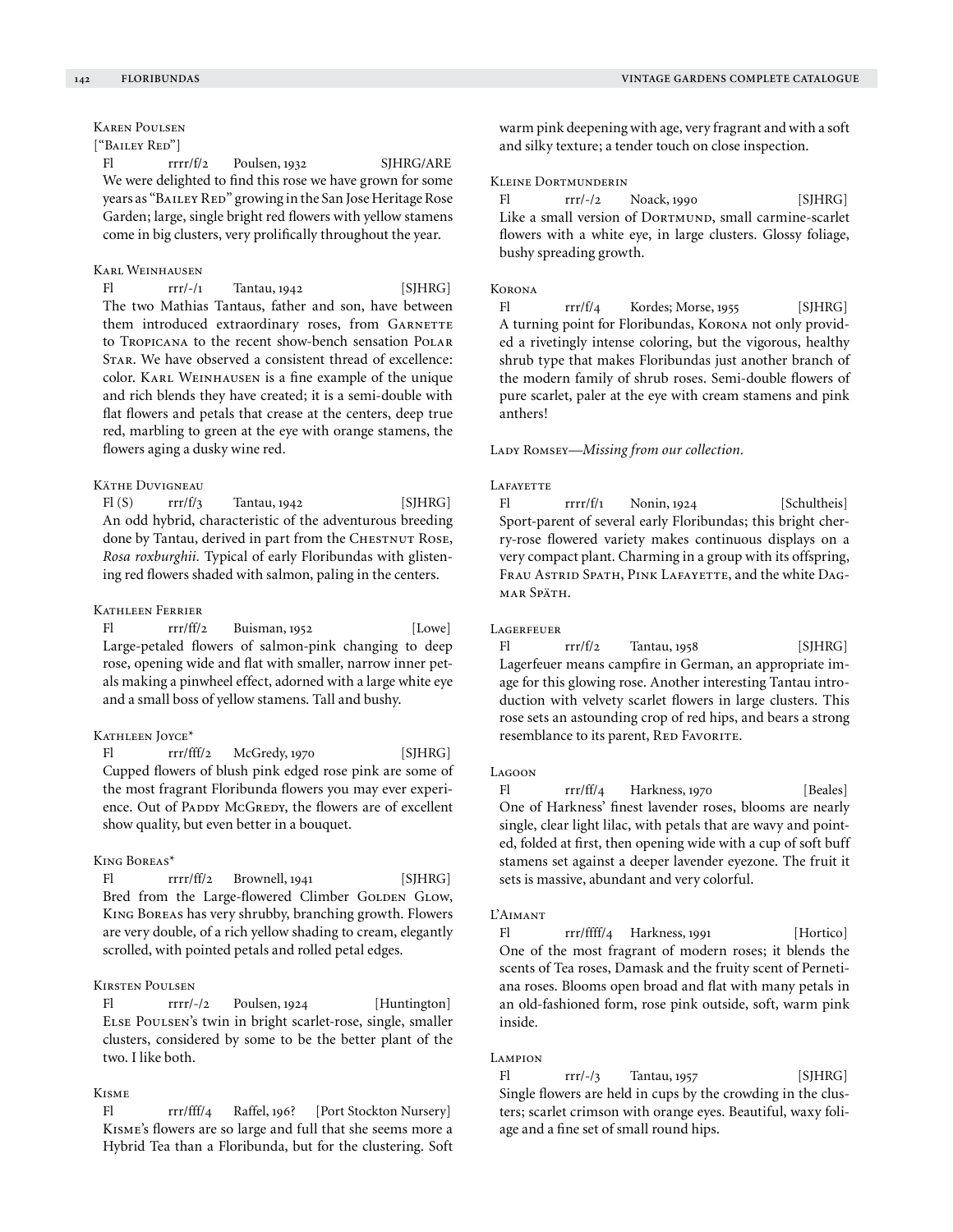### Karen Poulsen
["Bailey Red"]

Fl rrrr/f/2 Poulsen, 1932 SJHRG/ARE

We were delighted to find this rose we have grown for some years as "Bailey Red" growing in the San Jose Heritage Rose Garden; large, single bright red flowers with yellow stamens come in big clusters, very prolifically throughout the year.

### Karl Weinhausen

Fl rrr/-/1 Tantau, 1942 [SJHRG]

The two Mathias Tantaus, father and son, have between them introduced extraordinary roses, from Garnette to Tropicana to the recent show-bench sensation Polar Star. We have observed a consistent thread of excellence: color. Karl Weinhausen is a fine example of the unique and rich blends they have created; it is a semi-double with flat flowers and petals that crease at the centers, deep true red, marbling to green at the eye with orange stamens, the flowers aging a dusky wine red.

### Käthe Duvigneau

Fl (S) rrr/f/3 Tantau, 1942 [SJHRG]

An odd hybrid, characteristic of the adventurous breeding done by Tantau, derived in part from the Chestnut Rose, *Rosa roxburghii*. Typical of early Floribundas with glistening red flowers shaded with salmon, paling in the centers.

### Kathleen Ferrier

Fl rrr/ff/2 Buisman, 1952 [Lowe]

Large-petaled flowers of salmon-pink changing to deep rose, opening wide and flat with smaller, narrow inner petals making a pinwheel effect, adorned with a large white eye and a small boss of yellow stamens. Tall and bushy.

### Kathleen Joyce*

Fl rrr/fff/2 McGredy, 1970 [SJHRG]

Cupped flowers of blush pink edged rose pink are some of the most fragrant Floribunda flowers you may ever experience. Out of Paddy McGredy, the flowers are of excellent show quality, but even better in a bouquet.

### King Boreas*

Fl rrrr/ff/2 Brownell, 1941 [SJHRG]

Bred from the Large-flowered Climber Golden Glow, King Boreas has very shrubby, branching growth. Flowers are very double, of a rich yellow shading to cream, elegantly scrolled, with pointed petals and rolled petal edges.

### Kirsten Poulsen

Fl rrrr/-/2 Poulsen, 1924 [Huntington]

Else Poulsen's twin in bright scarlet-rose, single, smaller clusters, considered by some to be the better plant of the two. I like both.

### Kisme

Fl rrr/fff/4 Raffel, 196? [Port Stockton Nursery]

Kisme's flowers are so large and full that she seems more a Hybrid Tea than a Floribunda, but for the clustering. Soft warm pink deepening with age, very fragrant and with a soft and silky texture; a tender touch on close inspection.

### Kleine Dortmunderin

Fl rrr/-/2 Noack, 1990 [SJHRG]

Like a small version of Dortmund, small carmine-scarlet flowers with a white eye, in large clusters. Glossy foliage, bushy spreading growth.

### Korona

Fl rrr/f/4 Kordes; Morse, 1955 [SJHRG]

A turning point for Floribundas, Korona not only provided a rivetingly intense coloring, but the vigorous, healthy shrub type that makes Floribundas just another branch of the modern family of shrub roses. Semi-double flowers of pure scarlet, paler at the eye with cream stamens and pink anthers!

### Lady Romsey—*Missing from our collection.*

### Lafayette

Fl rrrr/f/1 Nonin, 1924 [Schultheis]

Sport-parent of several early Floribundas; this bright cherry-rose flowered variety makes continuous displays on a very compact plant. Charming in a group with its offspring, Frau Astrid Spath, Pink Lafayette, and the white Dagmar Späth.

### Lagerfeuer

Fl rrr/f/2 Tantau, 1958 [SJHRG]

Lagerfeuer means campfire in German, an appropriate image for this glowing rose. Another interesting Tantau introduction with velvety scarlet flowers in large clusters. This rose sets an astounding crop of red hips, and bears a strong resemblance to its parent, Red Favorite.

### Lagoon

Fl rrr/ff/4 Harkness, 1970 [Beales]

One of Harkness' finest lavender roses, blooms are nearly single, clear light lilac, with petals that are wavy and pointed, folded at first, then opening wide with a cup of soft buff stamens set against a deeper lavender eyezone. The fruit it sets is massive, abundant and very colorful.

### L'Aimant

Fl rrr/ffff/4 Harkness, 1991 [Hortico]

One of the most fragrant of modern roses; it blends the scents of Tea roses, Damask and the fruity scent of Pernetiana roses. Blooms open broad and flat with many petals in an old-fashioned form, rose pink outside, soft, warm pink inside.

### Lampion

Fl rrr/-/3 Tantau, 1957 [SJHRG]

Single flowers are held in cups by the crowding in the clusters; scarlet crimson with orange eyes. Beautiful, waxy foliage and a fine set of small round hips.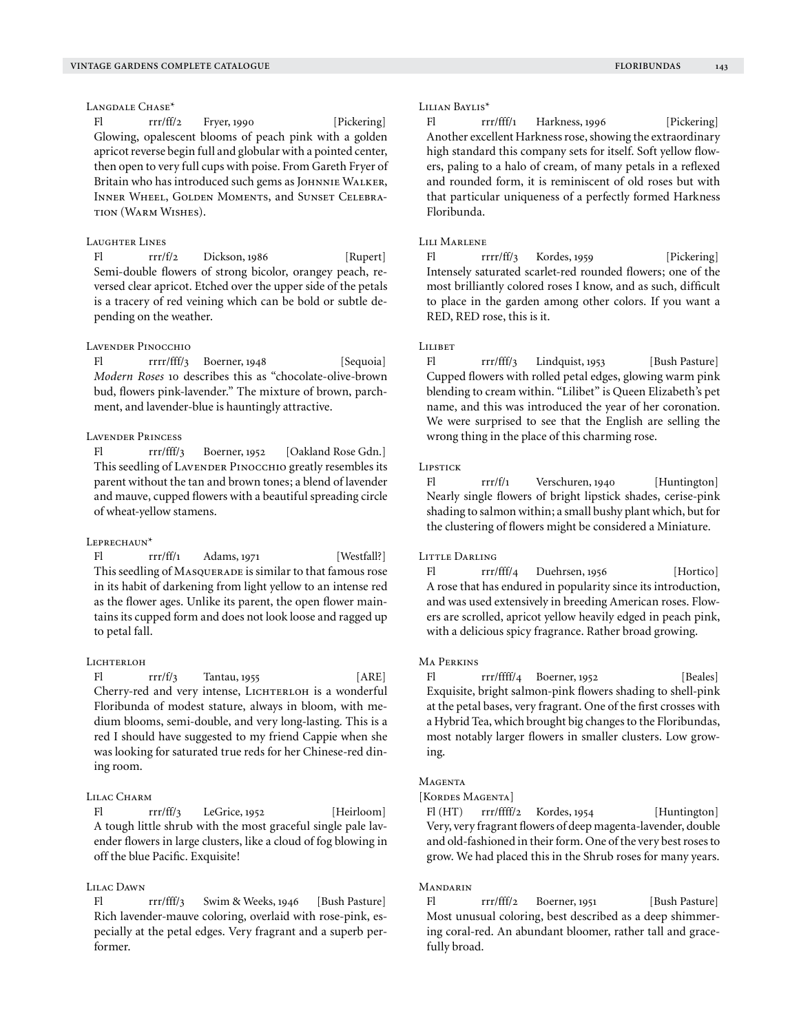### Langdale Chase*

Fl rrr/ff/2 Fryer, 1990 [Pickering]

Glowing, opalescent blooms of peach pink with a golden apricot reverse begin full and globular with a pointed center, then open to very full cups with poise. From Gareth Fryer of Britain who has introduced such gems as Johnnie Walker, Inner Wheel, Golden Moments, and Sunset Celebration (Warm Wishes).

### Laughter Lines

Fl rrr/f/2 Dickson, 1986 [Rupert]

Semi-double flowers of strong bicolor, orangey peach, reversed clear apricot. Etched over the upper side of the petals is a tracery of red veining which can be bold or subtle depending on the weather.

### Lavender Pinocchio

Fl rrrr/fff/3 Boerner, 1948 [Sequoia]

*Modern Roses* 10 describes this as "chocolate-olive-brown bud, flowers pink-lavender." The mixture of brown, parchment, and lavender-blue is hauntingly attractive.

### Lavender Princess

Fl rrr/fff/3 Boerner, 1952 [Oakland Rose Gdn.]

This seedling of Lavender Pinocchio greatly resembles its parent without the tan and brown tones; a blend of lavender and mauve, cupped flowers with a beautiful spreading circle of wheat-yellow stamens.

### Leprechaun*

Fl rrr/ff/1 Adams, 1971 [Westfall?]

This seedling of Masquerade is similar to that famous rose in its habit of darkening from light yellow to an intense red as the flower ages. Unlike its parent, the open flower maintains its cupped form and does not look loose and ragged up to petal fall.

### Lichterloh

Fl rrr/f/3 Tantau, 1955 [ARE]

Cherry-red and very intense, Lichterloh is a wonderful Floribunda of modest stature, always in bloom, with medium blooms, semi-double, and very long-lasting. This is a red I should have suggested to my friend Cappie when she was looking for saturated true reds for her Chinese-red dining room.

### Lilac Charm

Fl rrr/ff/3 LeGrice, 1952 [Heirloom]

A tough little shrub with the most graceful single pale lavender flowers in large clusters, like a cloud of fog blowing in off the blue Pacific. Exquisite!

### Lilac Dawn

Fl rrr/fff/3 Swim & Weeks, 1946 [Bush Pasture]

Rich lavender-mauve coloring, overlaid with rose-pink, especially at the petal edges. Very fragrant and a superb performer.

### Lilian Baylis*

Fl rrr/fff/1 Harkness, 1996 [Pickering]

Another excellent Harkness rose, showing the extraordinary high standard this company sets for itself. Soft yellow flowers, paling to a halo of cream, of many petals in a reflexed and rounded form, it is reminiscent of old roses but with that particular uniqueness of a perfectly formed Harkness Floribunda.

### Lili Marlene

Fl rrrr/ff/3 Kordes, 1959 [Pickering]

Intensely saturated scarlet-red rounded flowers; one of the most brilliantly colored roses I know, and as such, difficult to place in the garden among other colors. If you want a RED, RED rose, this is it.

### Lilibet

Fl rrr/fff/3 Lindquist, 1953 [Bush Pasture]

Cupped flowers with rolled petal edges, glowing warm pink blending to cream within. "Lilibet" is Queen Elizabeth's pet name, and this was introduced the year of her coronation. We were surprised to see that the English are selling the wrong thing in the place of this charming rose.

### Lipstick

Fl rrr/f/1 Verschuren, 1940 [Huntington]

Nearly single flowers of bright lipstick shades, cerise-pink shading to salmon within; a small bushy plant which, but for the clustering of flowers might be considered a Miniature.

### Little Darling

Fl rrr/fff/4 Duehrsen, 1956 [Hortico]

A rose that has endured in popularity since its introduction, and was used extensively in breeding American roses. Flowers are scrolled, apricot yellow heavily edged in peach pink, with a delicious spicy fragrance. Rather broad growing.

### Ma Perkins

Fl rrr/ffff/4 Boerner, 1952 [Beales]

Exquisite, bright salmon-pink flowers shading to shell-pink at the petal bases, very fragrant. One of the first crosses with a Hybrid Tea, which brought big changes to the Floribundas, most notably larger flowers in smaller clusters. Low growing.

### Magenta

[Kordes Magenta]

Fl (HT) rrr/ffff/2 Kordes, 1954 [Huntington]

Very, very fragrant flowers of deep magenta-lavender, double and old-fashioned in their form. One of the very best roses to grow. We had placed this in the Shrub roses for many years.

### Mandarin

Fl rrr/fff/2 Boerner, 1951 [Bush Pasture]

Most unusual coloring, best described as a deep shimmering coral-red. An abundant bloomer, rather tall and gracefully broad.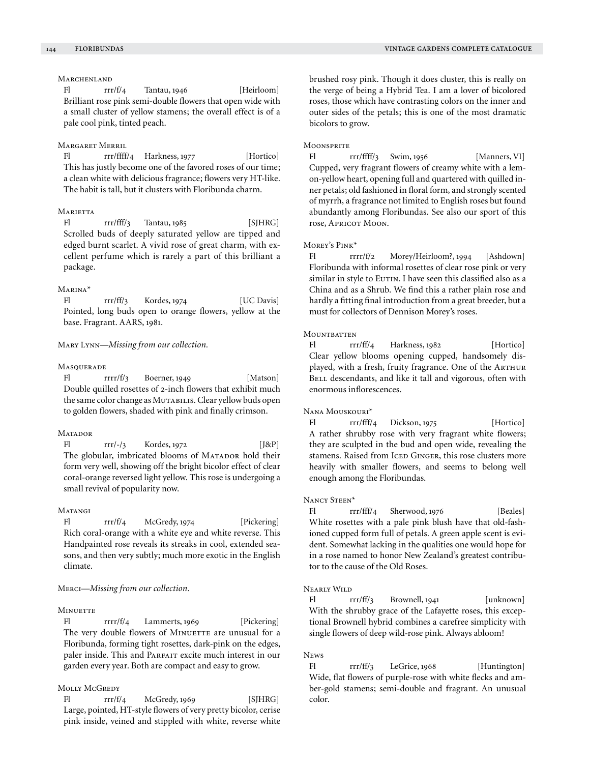#### Marchenland

Fl rrr/f/4 Tantau, 1946 [Heirloom]

Brilliant rose pink semi-double flowers that open wide with a small cluster of yellow stamens; the overall effect is of a pale cool pink, tinted peach.

#### Margaret Merril

Fl rrr/ffff/4 Harkness, 1977 [Hortico]

This has justly become one of the favored roses of our time; a clean white with delicious fragrance; flowers very HT-like. The habit is tall, but it clusters with Floribunda charm.

#### Marietta

Fl rrr/fff/3 Tantau, 1985 [SJHRG]

Scrolled buds of deeply saturated yellow are tipped and edged burnt scarlet. A vivid rose of great charm, with excellent perfume which is rarely a part of this brilliant a package.

#### Marina*

Fl rrr/ff/3 Kordes, 1974 [UC Davis]

Pointed, long buds open to orange flowers, yellow at the base. Fragrant. AARS, 1981.

#### Mary Lynn—*Missing from our collection.*

#### Masquerade

Fl rrrr/f/3 Boerner, 1949 [Matson]

Double quilled rosettes of 2-inch flowers that exhibit much the same color change as Mutabilis. Clear yellow buds open to golden flowers, shaded with pink and finally crimson.

#### Matador

Fl rrr/-/3 Kordes, 1972 [J&P]

The globular, imbricated blooms of Matador hold their form very well, showing off the bright bicolor effect of clear coral-orange reversed light yellow. This rose is undergoing a small revival of popularity now.

#### Matangi

Fl rrr/f/4 McGredy, 1974 [Pickering]

Rich coral-orange with a white eye and white reverse. This Handpainted rose reveals its streaks in cool, extended seasons, and then very subtly; much more exotic in the English climate.

#### Merci—*Missing from our collection.*

#### Minuette

Fl rrrr/f/4 Lammerts, 1969 [Pickering]

The very double flowers of Minuette are unusual for a Floribunda, forming tight rosettes, dark-pink on the edges, paler inside. This and Parfait excite much interest in our garden every year. Both are compact and easy to grow.

#### Molly McGredy

Fl rrr/f/4 McGredy, 1969 [SJHRG]

Large, pointed, HT-style flowers of very pretty bicolor, cerise pink inside, veined and stippled with white, reverse white brushed rosy pink. Though it does cluster, this is really on the verge of being a Hybrid Tea. I am a lover of bicolored roses, those which have contrasting colors on the inner and outer sides of the petals; this is one of the most dramatic bicolors to grow.

#### Moonsprite

Fl rrr/ffff/3 Swim, 1956 [Manners, VI]

Cupped, very fragrant flowers of creamy white with a lemon-yellow heart, opening full and quartered with quilled inner petals; old fashioned in floral form, and strongly scented of myrrh, a fragrance not limited to English roses but found abundantly among Floribundas. See also our sport of this rose, Apricot Moon.

#### Morey's Pink*

Fl rrrr/f/2 Morey/Heirloom?, 1994 [Ashdown]

Floribunda with informal rosettes of clear rose pink or very similar in style to Eutin. I have seen this classified also as a China and as a Shrub. We find this a rather plain rose and hardly a fitting final introduction from a great breeder, but a must for collectors of Dennison Morey's roses.

#### Mountbatten

Fl rrr/ff/4 Harkness, 1982 [Hortico]

Clear yellow blooms opening cupped, handsomely displayed, with a fresh, fruity fragrance. One of the Arthur Bell descendants, and like it tall and vigorous, often with enormous inflorescences.

#### Nana Mouskouri*

Fl rrr/fff/4 Dickson, 1975 [Hortico]

A rather shrubby rose with very fragrant white flowers; they are sculpted in the bud and open wide, revealing the stamens. Raised from Iced Ginger, this rose clusters more heavily with smaller flowers, and seems to belong well enough among the Floribundas.

#### Nancy Steen*

Fl rrr/fff/4 Sherwood, 1976 [Beales]

White rosettes with a pale pink blush have that old-fashioned cupped form full of petals. A green apple scent is evident. Somewhat lacking in the qualities one would hope for in a rose named to honor New Zealand's greatest contributor to the cause of the Old Roses.

#### Nearly Wild

Fl rrr/ff/3 Brownell, 1941 [unknown]

With the shrubby grace of the Lafayette roses, this exceptional Brownell hybrid combines a carefree simplicity with single flowers of deep wild-rose pink. Always abloom!

#### News

Fl rrr/ff/3 LeGrice, 1968 [Huntington]

Wide, flat flowers of purple-rose with white flecks and amber-gold stamens; semi-double and fragrant. An unusual color.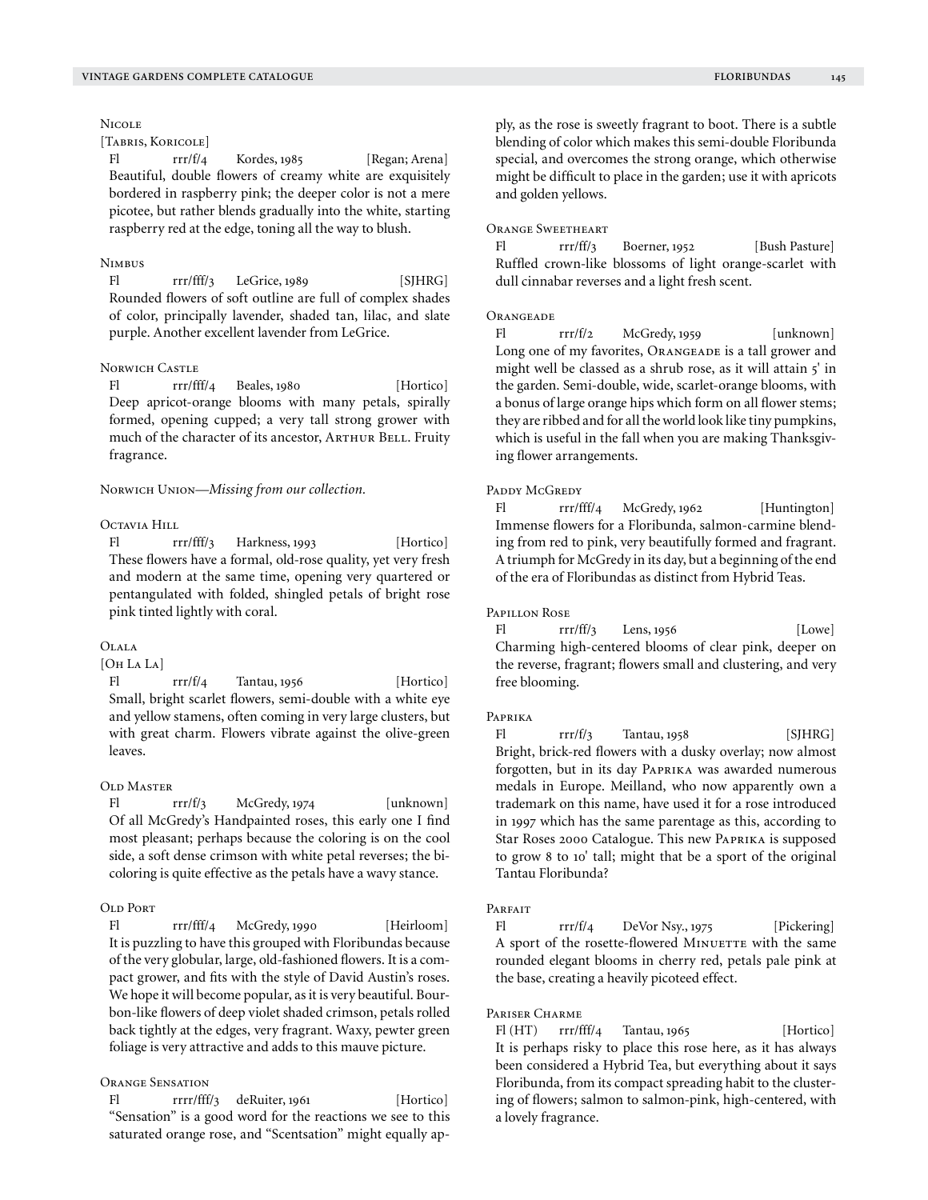### Nicole

[Tabris, Koricole]

Fl  rrr/f/4  Kordes, 1985  [Regan; Arena]

Beautiful, double flowers of creamy white are exquisitely bordered in raspberry pink; the deeper color is not a mere picotee, but rather blends gradually into the white, starting raspberry red at the edge, toning all the way to blush.

### Nimbus

Fl  rrr/fff/3  LeGrice, 1989  [SJHRG]

Rounded flowers of soft outline are full of complex shades of color, principally lavender, shaded tan, lilac, and slate purple. Another excellent lavender from LeGrice.

### Norwich Castle

Fl  rrr/fff/4  Beales, 1980  [Hortico]

Deep apricot-orange blooms with many petals, spirally formed, opening cupped; a very tall strong grower with much of the character of its ancestor, Arthur Bell. Fruity fragrance.

### Norwich Union—*Missing from our collection.*

### Octavia Hill

Fl  rrr/fff/3  Harkness, 1993  [Hortico]

These flowers have a formal, old-rose quality, yet very fresh and modern at the same time, opening very quartered or pentangulated with folded, shingled petals of bright rose pink tinted lightly with coral.

### Olala

[Oh La La]

Fl  rrr/f/4  Tantau, 1956  [Hortico]

Small, bright scarlet flowers, semi-double with a white eye and yellow stamens, often coming in very large clusters, but with great charm. Flowers vibrate against the olive-green leaves.

### Old Master

Fl  rrr/f/3  McGredy, 1974  [unknown]

Of all McGredy's Handpainted roses, this early one I find most pleasant; perhaps because the coloring is on the cool side, a soft dense crimson with white petal reverses; the bi-coloring is quite effective as the petals have a wavy stance.

### Old Port

Fl  rrr/fff/4  McGredy, 1990  [Heirloom]

It is puzzling to have this grouped with Floribundas because of the very globular, large, old-fashioned flowers. It is a compact grower, and fits with the style of David Austin's roses. We hope it will become popular, as it is very beautiful. Bourbon-like flowers of deep violet shaded crimson, petals rolled back tightly at the edges, very fragrant. Waxy, pewter green foliage is very attractive and adds to this mauve picture.

### Orange Sensation

Fl  rrrr/fff/3  deRuiter, 1961  [Hortico]

"Sensation" is a good word for the reactions we see to this saturated orange rose, and "Scentsation" might equally apply, as the rose is sweetly fragrant to boot. There is a subtle blending of color which makes this semi-double Floribunda special, and overcomes the strong orange, which otherwise might be difficult to place in the garden; use it with apricots and golden yellows.

### Orange Sweetheart

Fl  rrr/ff/3  Boerner, 1952  [Bush Pasture]

Ruffled crown-like blossoms of light orange-scarlet with dull cinnabar reverses and a light fresh scent.

### Orangeade

Fl  rrr/f/2  McGredy, 1959  [unknown]

Long one of my favorites, Orangeade is a tall grower and might well be classed as a shrub rose, as it will attain 5' in the garden. Semi-double, wide, scarlet-orange blooms, with a bonus of large orange hips which form on all flower stems; they are ribbed and for all the world look like tiny pumpkins, which is useful in the fall when you are making Thanksgiving flower arrangements.

### Paddy McGredy

Fl  rrr/fff/4  McGredy, 1962  [Huntington]

Immense flowers for a Floribunda, salmon-carmine blending from red to pink, very beautifully formed and fragrant. A triumph for McGredy in its day, but a beginning of the end of the era of Floribundas as distinct from Hybrid Teas.

### Papillon Rose

Fl  rrr/ff/3  Lens, 1956  [Lowe]

Charming high-centered blooms of clear pink, deeper on the reverse, fragrant; flowers small and clustering, and very free blooming.

### Paprika

Fl  rrr/f/3  Tantau, 1958  [SJHRG]

Bright, brick-red flowers with a dusky overlay; now almost forgotten, but in its day Paprika was awarded numerous medals in Europe. Meilland, who now apparently own a trademark on this name, have used it for a rose introduced in 1997 which has the same parentage as this, according to Star Roses 2000 Catalogue. This new Paprika is supposed to grow 8 to 10' tall; might that be a sport of the original Tantau Floribunda?

### Parfait

Fl  rrr/f/4  DeVor Nsy., 1975  [Pickering]

A sport of the rosette-flowered Minuette with the same rounded elegant blooms in cherry red, petals pale pink at the base, creating a heavily picoteed effect.

### Pariser Charme

Fl (HT)  rrr/fff/4  Tantau, 1965  [Hortico]

It is perhaps risky to place this rose here, as it has always been considered a Hybrid Tea, but everything about it says Floribunda, from its compact spreading habit to the clustering of flowers; salmon to salmon-pink, high-centered, with a lovely fragrance.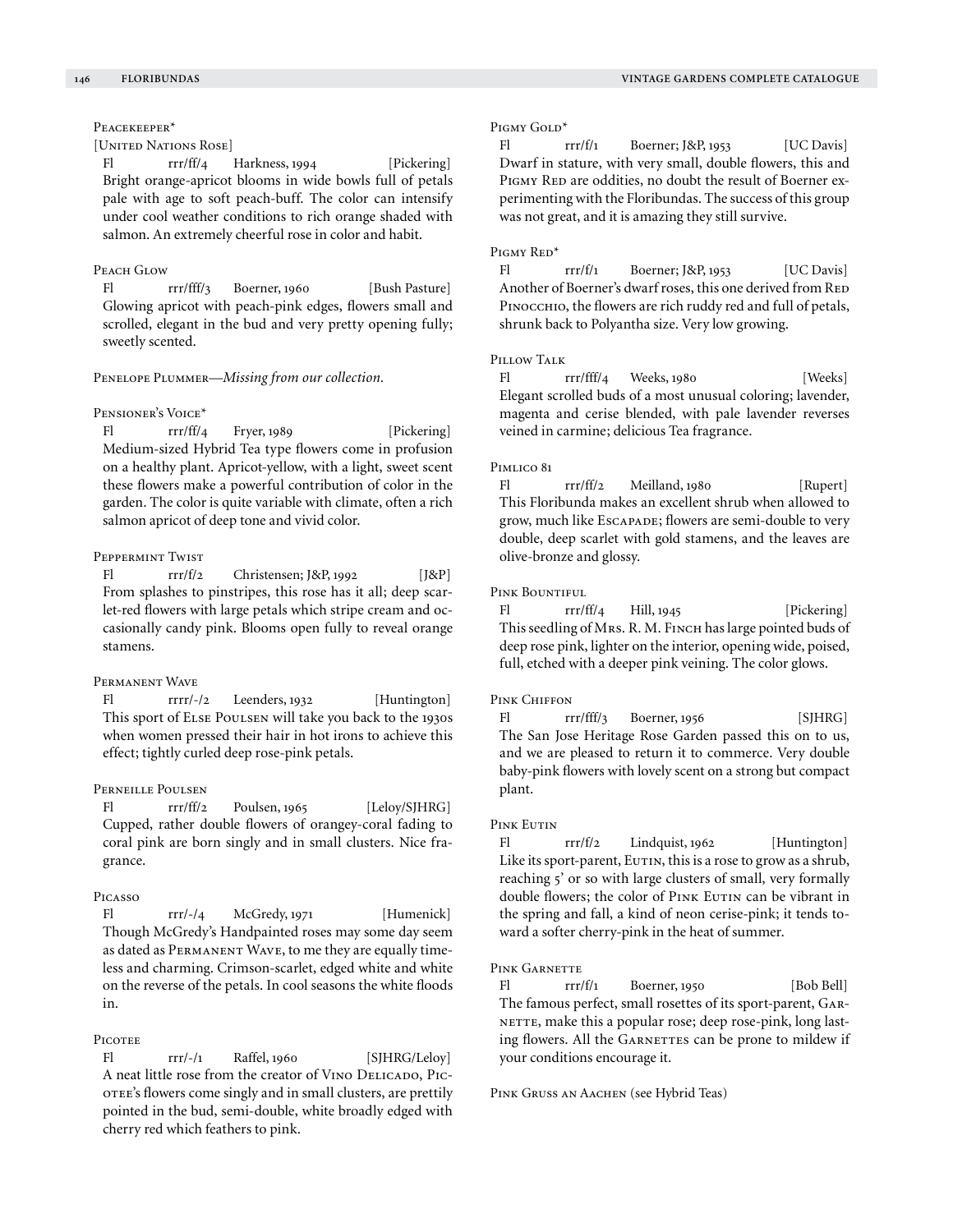### Peacekeeper*

[United Nations Rose]

Fl rrr/ff/4 Harkness, 1994 [Pickering]

Bright orange-apricot blooms in wide bowls full of petals pale with age to soft peach-buff. The color can intensify under cool weather conditions to rich orange shaded with salmon. An extremely cheerful rose in color and habit.

### Peach Glow

Fl rrr/fff/3 Boerner, 1960 [Bush Pasture]

Glowing apricot with peach-pink edges, flowers small and scrolled, elegant in the bud and very pretty opening fully; sweetly scented.

### Penelope Plummer—*Missing from our collection.*

### Pensioner's Voice*

Fl rrr/ff/4 Fryer, 1989 [Pickering]

Medium-sized Hybrid Tea type flowers come in profusion on a healthy plant. Apricot-yellow, with a light, sweet scent these flowers make a powerful contribution of color in the garden. The color is quite variable with climate, often a rich salmon apricot of deep tone and vivid color.

### Peppermint Twist

Fl rrr/f/2 Christensen; J&P, 1992 [J&P]

From splashes to pinstripes, this rose has it all; deep scarlet-red flowers with large petals which stripe cream and occasionally candy pink. Blooms open fully to reveal orange stamens.

### Permanent Wave

Fl rrrr/-/2 Leenders, 1932 [Huntington]

This sport of Else Poulsen will take you back to the 1930s when women pressed their hair in hot irons to achieve this effect; tightly curled deep rose-pink petals.

### Perneille Poulsen

Fl rrr/ff/2 Poulsen, 1965 [Leloy/SJHRG]

Cupped, rather double flowers of orangey-coral fading to coral pink are born singly and in small clusters. Nice fragrance.

### Picasso

Fl rrr/-/4 McGredy, 1971 [Humenick]

Though McGredy's Handpainted roses may some day seem as dated as Permanent Wave, to me they are equally timeless and charming. Crimson-scarlet, edged white and white on the reverse of the petals. In cool seasons the white floods in.

### Picotee

Fl rrr/-/1 Raffel, 1960 [SJHRG/Leloy]

A neat little rose from the creator of Vino Delicado, Picotee's flowers come singly and in small clusters, are prettily pointed in the bud, semi-double, white broadly edged with cherry red which feathers to pink.

### Pigmy Gold*

Fl rrr/f/1 Boerner; J&P, 1953 [UC Davis]

Dwarf in stature, with very small, double flowers, this and Pigmy Red are oddities, no doubt the result of Boerner experimenting with the Floribundas. The success of this group was not great, and it is amazing they still survive.

### Pigmy Red*

Fl rrr/f/1 Boerner; J&P, 1953 [UC Davis]

Another of Boerner's dwarf roses, this one derived from Red Pinocchio, the flowers are rich ruddy red and full of petals, shrunk back to Polyantha size. Very low growing.

### Pillow Talk

Fl rrr/fff/4 Weeks, 1980 [Weeks]

Elegant scrolled buds of a most unusual coloring; lavender, magenta and cerise blended, with pale lavender reverses veined in carmine; delicious Tea fragrance.

### Pimlico 81

Fl rrr/ff/2 Meilland, 1980 [Rupert]

This Floribunda makes an excellent shrub when allowed to grow, much like Escapade; flowers are semi-double to very double, deep scarlet with gold stamens, and the leaves are olive-bronze and glossy.

### Pink Bountiful

Fl rrr/ff/4 Hill, 1945 [Pickering]

This seedling of Mrs. R. M. Finch has large pointed buds of deep rose pink, lighter on the interior, opening wide, poised, full, etched with a deeper pink veining. The color glows.

### Pink Chiffon

Fl rrr/fff/3 Boerner, 1956 [SJHRG]

The San Jose Heritage Rose Garden passed this on to us, and we are pleased to return it to commerce. Very double baby-pink flowers with lovely scent on a strong but compact plant.

### Pink Eutin

Fl rrr/f/2 Lindquist, 1962 [Huntington]

Like its sport-parent, Eutin, this is a rose to grow as a shrub, reaching 5' or so with large clusters of small, very formally double flowers; the color of Pink Eutin can be vibrant in the spring and fall, a kind of neon cerise-pink; it tends toward a softer cherry-pink in the heat of summer.

### Pink Garnette

Fl rrr/f/1 Boerner, 1950 [Bob Bell]

The famous perfect, small rosettes of its sport-parent, Garnette, make this a popular rose; deep rose-pink, long lasting flowers. All the Garnettes can be prone to mildew if your conditions encourage it.

### Pink Gruss an Aachen (see Hybrid Teas)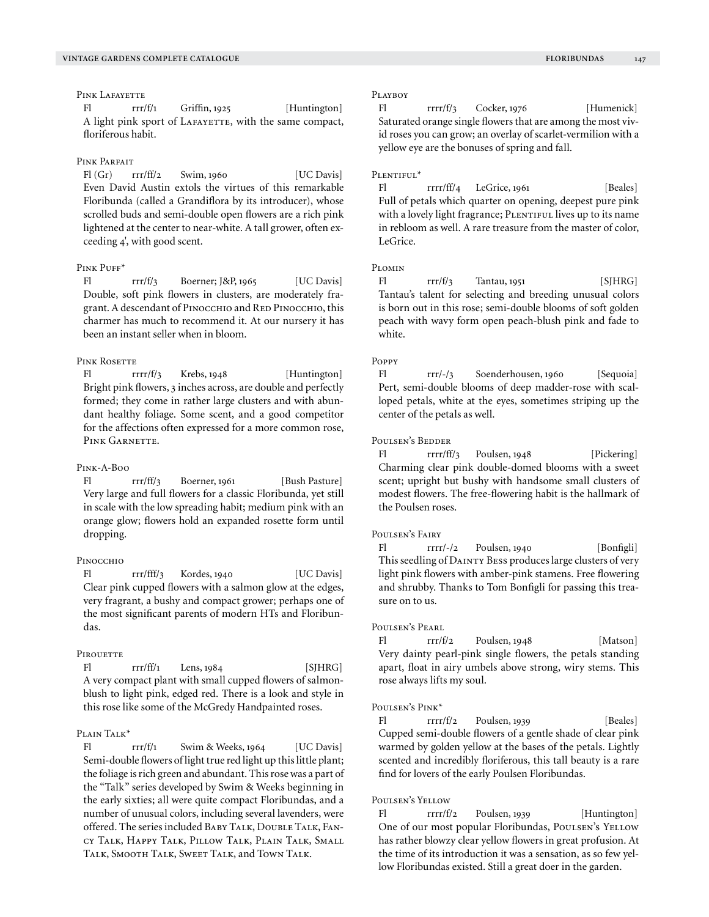### Pink Lafayette

Fl rrr/f/1 Griffin, 1925 [Huntington]

A light pink sport of Lafayette, with the same compact, floriferous habit.

### Pink Parfait

Fl (Gr) rrr/ff/2 Swim, 1960 [UC Davis]

Even David Austin extols the virtues of this remarkable Floribunda (called a Grandiflora by its introducer), whose scrolled buds and semi-double open flowers are a rich pink lightened at the center to near-white. A tall grower, often exceeding 4', with good scent.

### Pink Puff*

Fl rrr/f/3 Boerner; J&P, 1965 [UC Davis]

Double, soft pink flowers in clusters, are moderately fragrant. A descendant of Pinocchio and Red Pinocchio, this charmer has much to recommend it. At our nursery it has been an instant seller when in bloom.

### Pink Rosette

Fl rrrr/f/3 Krebs, 1948 [Huntington]

Bright pink flowers, 3 inches across, are double and perfectly formed; they come in rather large clusters and with abundant healthy foliage. Some scent, and a good competitor for the affections often expressed for a more common rose, Pink Garnette.

### Pink-A-Boo

Fl rrr/ff/3 Boerner, 1961 [Bush Pasture]

Very large and full flowers for a classic Floribunda, yet still in scale with the low spreading habit; medium pink with an orange glow; flowers hold an expanded rosette form until dropping.

### Pinocchio

Fl rrr/fff/3 Kordes, 1940 [UC Davis]

Clear pink cupped flowers with a salmon glow at the edges, very fragrant, a bushy and compact grower; perhaps one of the most significant parents of modern HTs and Floribundas.

### Pirouette

Fl rrr/ff/1 Lens, 1984 [SJHRG]

A very compact plant with small cupped flowers of salmon-blush to light pink, edged red. There is a look and style in this rose like some of the McGredy Handpainted roses.

### Plain Talk*

Fl rrr/f/1 Swim & Weeks, 1964 [UC Davis]

Semi-double flowers of light true red light up this little plant; the foliage is rich green and abundant. This rose was a part of the "Talk" series developed by Swim & Weeks beginning in the early sixties; all were quite compact Floribundas, and a number of unusual colors, including several lavenders, were offered. The series included Baby Talk, Double Talk, Fancy Talk, Happy Talk, Pillow Talk, Plain Talk, Small Talk, Smooth Talk, Sweet Talk, and Town Talk.

### Playboy

Fl rrrr/f/3 Cocker, 1976 [Humenick]

Saturated orange single flowers that are among the most vivid roses you can grow; an overlay of scarlet-vermilion with a yellow eye are the bonuses of spring and fall.

### Plentiful*

Fl rrrr/ff/4 LeGrice, 1961 [Beales]

Full of petals which quarter on opening, deepest pure pink with a lovely light fragrance; Plentiful lives up to its name in rebloom as well. A rare treasure from the master of color, LeGrice.

### Plomin

Fl rrr/f/3 Tantau, 1951 [SJHRG]

Tantau's talent for selecting and breeding unusual colors is born out in this rose; semi-double blooms of soft golden peach with wavy form open peach-blush pink and fade to white.

### Poppy

Fl rrr/-/3 Soenderhousen, 1960 [Sequoia]

Pert, semi-double blooms of deep madder-rose with scalloped petals, white at the eyes, sometimes striping up the center of the petals as well.

### Poulsen's Bedder

Fl rrrr/ff/3 Poulsen, 1948 [Pickering]

Charming clear pink double-domed blooms with a sweet scent; upright but bushy with handsome small clusters of modest flowers. The free-flowering habit is the hallmark of the Poulsen roses.

### Poulsen's Fairy

Fl rrrr/-/2 Poulsen, 1940 [Bonfigli]

This seedling of Dainty Bess produces large clusters of very light pink flowers with amber-pink stamens. Free flowering and shrubby. Thanks to Tom Bonfigli for passing this treasure on to us.

### Poulsen's Pearl

Fl rrr/f/2 Poulsen, 1948 [Matson]

Very dainty pearl-pink single flowers, the petals standing apart, float in airy umbels above strong, wiry stems. This rose always lifts my soul.

### Poulsen's Pink*

Fl rrrr/f/2 Poulsen, 1939 [Beales]

Cupped semi-double flowers of a gentle shade of clear pink warmed by golden yellow at the bases of the petals. Lightly scented and incredibly floriferous, this tall beauty is a rare find for lovers of the early Poulsen Floribundas.

### Poulsen's Yellow

Fl rrrr/f/2 Poulsen, 1939 [Huntington]

One of our most popular Floribundas, Poulsen's Yellow has rather blowzy clear yellow flowers in great profusion. At the time of its introduction it was a sensation, as so few yellow Floribundas existed. Still a great doer in the garden.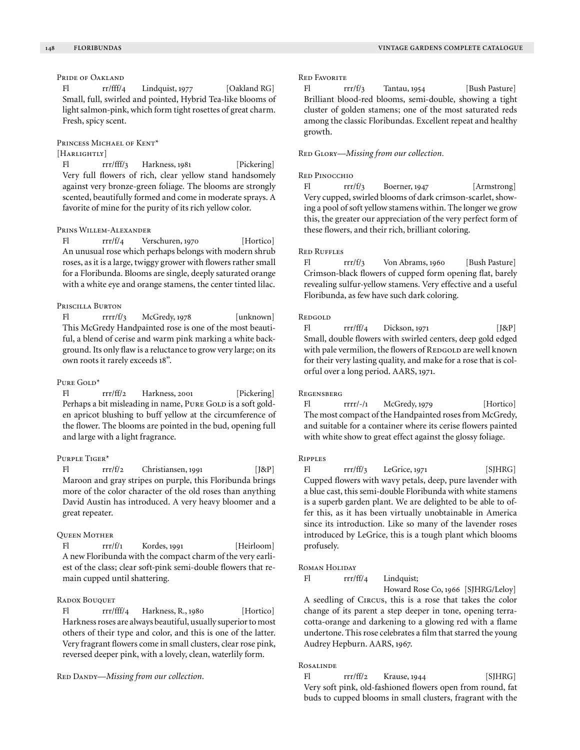### Pride of Oakland

Fl rr/fff/4 Lindquist, 1977 [Oakland RG]
Small, full, swirled and pointed, Hybrid Tea-like blooms of light salmon-pink, which form tight rosettes of great charm. Fresh, spicy scent.

### Princess Michael of Kent*
[Harlightly]

Fl rrr/fff/3 Harkness, 1981 [Pickering]
Very full flowers of rich, clear yellow stand handsomely against very bronze-green foliage. The blooms are strongly scented, beautifully formed and come in moderate sprays. A favorite of mine for the purity of its rich yellow color.

### Prins Willem-Alexander

Fl rrr/f/4 Verschuren, 1970 [Hortico]
An unusual rose which perhaps belongs with modern shrub roses, as it is a large, twiggy grower with flowers rather small for a Floribunda. Blooms are single, deeply saturated orange with a white eye and orange stamens, the center tinted lilac.

### Priscilla Burton

Fl rrrr/f/3 McGredy, 1978 [unknown]
This McGredy Handpainted rose is one of the most beautiful, a blend of cerise and warm pink marking a white background. Its only flaw is a reluctance to grow very large; on its own roots it rarely exceeds 18".

### Pure Gold*

Fl rrr/ff/2 Harkness, 2001 [Pickering]
Perhaps a bit misleading in name, Pure Gold is a soft golden apricot blushing to buff yellow at the circumference of the flower. The blooms are pointed in the bud, opening full and large with a light fragrance.

### Purple Tiger*

Fl rrr/f/2 Christiansen, 1991 [J&P]
Maroon and gray stripes on purple, this Floribunda brings more of the color character of the old roses than anything David Austin has introduced. A very heavy bloomer and a great repeater.

### Queen Mother

Fl rrr/f/1 Kordes, 1991 [Heirloom]
A new Floribunda with the compact charm of the very earliest of the class; clear soft-pink semi-double flowers that remain cupped until shattering.

### Radox Bouquet

Fl rrr/fff/4 Harkness, R., 1980 [Hortico]
Harkness roses are always beautiful, usually superior to most others of their type and color, and this is one of the latter. Very fragrant flowers come in small clusters, clear rose pink, reversed deeper pink, with a lovely, clean, waterlily form.

Red Dandy—*Missing from our collection.*

### Red Favorite

Fl rrr/f/3 Tantau, 1954 [Bush Pasture]
Brilliant blood-red blooms, semi-double, showing a tight cluster of golden stamens; one of the most saturated reds among the classic Floribundas. Excellent repeat and healthy growth.

Red Glory—*Missing from our collection.*

### Red Pinocchio

Fl rrr/f/3 Boerner, 1947 [Armstrong]
Very cupped, swirled blooms of dark crimson-scarlet, showing a pool of soft yellow stamens within. The longer we grow this, the greater our appreciation of the very perfect form of these flowers, and their rich, brilliant coloring.

### Red Ruffles

Fl rrr/f/3 Von Abrams, 1960 [Bush Pasture]
Crimson-black flowers of cupped form opening flat, barely revealing sulfur-yellow stamens. Very effective and a useful Floribunda, as few have such dark coloring.

### Redgold

Fl rrr/ff/4 Dickson, 1971 [J&P]
Small, double flowers with swirled centers, deep gold edged with pale vermilion, the flowers of Redgold are well known for their very lasting quality, and make for a rose that is colorful over a long period. AARS, 1971.

### Regensberg

Fl rrrr/-/1 McGredy, 1979 [Hortico]
The most compact of the Handpainted roses from McGredy, and suitable for a container where its cerise flowers painted with white show to great effect against the glossy foliage.

### Ripples

Fl rrr/ff/3 LeGrice, 1971 [SJHRG]
Cupped flowers with wavy petals, deep, pure lavender with a blue cast, this semi-double Floribunda with white stamens is a superb garden plant. We are delighted to be able to offer this, as it has been virtually unobtainable in America since its introduction. Like so many of the lavender roses introduced by LeGrice, this is a tough plant which blooms profusely.

### Roman Holiday

Fl rrr/ff/4 Lindquist; Howard Rose Co, 1966 [SJHRG/Leloy]
A seedling of Circus, this is a rose that takes the color change of its parent a step deeper in tone, opening terracotta-orange and darkening to a glowing red with a flame undertone. This rose celebrates a film that starred the young Audrey Hepburn. AARS, 1967.

### Rosalinde

Fl rrr/ff/2 Krause, 1944 [SJHRG]
Very soft pink, old-fashioned flowers open from round, fat buds to cupped blooms in small clusters, fragrant with the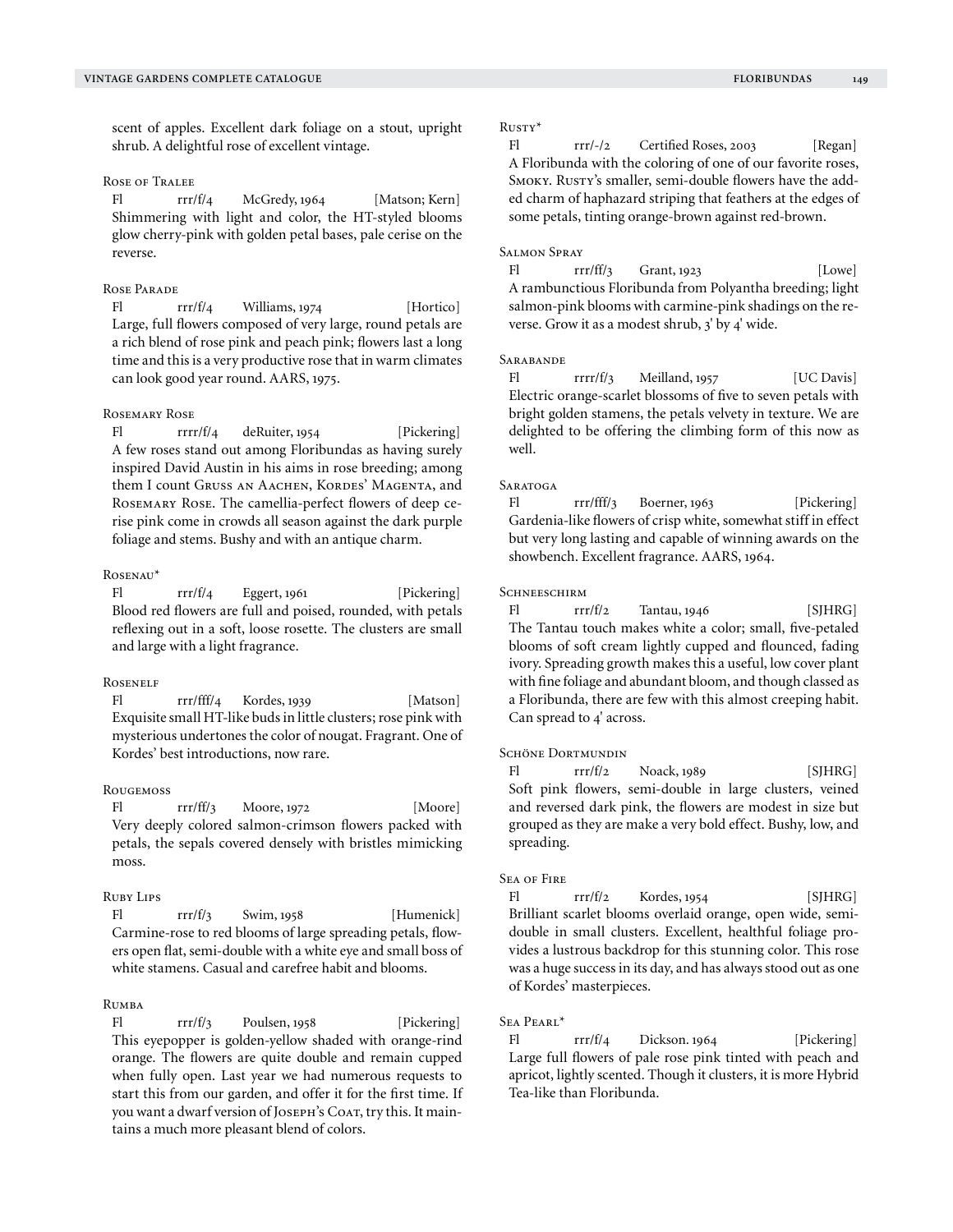scent of apples. Excellent dark foliage on a stout, upright shrub. A delightful rose of excellent vintage.

### Rose of Tralee

Fl rrr/f/4 McGredy, 1964 [Matson; Kern]
Shimmering with light and color, the HT-styled blooms glow cherry-pink with golden petal bases, pale cerise on the reverse.

### Rose Parade

Fl rrr/f/4 Williams, 1974 [Hortico]
Large, full flowers composed of very large, round petals are a rich blend of rose pink and peach pink; flowers last a long time and this is a very productive rose that in warm climates can look good year round. AARS, 1975.

### Rosemary Rose

Fl rrrr/f/4 deRuiter, 1954 [Pickering]
A few roses stand out among Floribundas as having surely inspired David Austin in his aims in rose breeding; among them I count Gruss an Aachen, Kordes' Magenta, and Rosemary Rose. The camellia-perfect flowers of deep cerise pink come in crowds all season against the dark purple foliage and stems. Bushy and with an antique charm.

### Rosenau*

Fl rrr/f/4 Eggert, 1961 [Pickering]
Blood red flowers are full and poised, rounded, with petals reflexing out in a soft, loose rosette. The clusters are small and large with a light fragrance.

### Rosenelf

Fl rrr/fff/4 Kordes, 1939 [Matson]
Exquisite small HT-like buds in little clusters; rose pink with mysterious undertones the color of nougat. Fragrant. One of Kordes' best introductions, now rare.

### Rougemoss

Fl rrr/ff/3 Moore, 1972 [Moore]
Very deeply colored salmon-crimson flowers packed with petals, the sepals covered densely with bristles mimicking moss.

### Ruby Lips

Fl rrr/f/3 Swim, 1958 [Humenick]
Carmine-rose to red blooms of large spreading petals, flowers open flat, semi-double with a white eye and small boss of white stamens. Casual and carefree habit and blooms.

### Rumba

Fl rrr/f/3 Poulsen, 1958 [Pickering]
This eyepopper is golden-yellow shaded with orange-rind orange. The flowers are quite double and remain cupped when fully open. Last year we had numerous requests to start this from our garden, and offer it for the first time. If you want a dwarf version of Joseph's Coat, try this. It maintains a much more pleasant blend of colors.

### Rusty*

Fl rrr/-/2 Certified Roses, 2003 [Regan]
A Floribunda with the coloring of one of our favorite roses, Smoky. Rusty's smaller, semi-double flowers have the added charm of haphazard striping that feathers at the edges of some petals, tinting orange-brown against red-brown.

### Salmon Spray

Fl rrr/ff/3 Grant, 1923 [Lowe]
A rambunctious Floribunda from Polyantha breeding; light salmon-pink blooms with carmine-pink shadings on the reverse. Grow it as a modest shrub, 3' by 4' wide.

### Sarabande

Fl rrrr/f/3 Meilland, 1957 [UC Davis]
Electric orange-scarlet blossoms of five to seven petals with bright golden stamens, the petals velvety in texture. We are delighted to be offering the climbing form of this now as well.

### Saratoga

Fl rrr/fff/3 Boerner, 1963 [Pickering]
Gardenia-like flowers of crisp white, somewhat stiff in effect but very long lasting and capable of winning awards on the showbench. Excellent fragrance. AARS, 1964.

### Schneeschirm

Fl rrr/f/2 Tantau, 1946 [SJHRG]
The Tantau touch makes white a color; small, five-petaled blooms of soft cream lightly cupped and flounced, fading ivory. Spreading growth makes this a useful, low cover plant with fine foliage and abundant bloom, and though classed as a Floribunda, there are few with this almost creeping habit. Can spread to 4' across.

### Schöne Dortmundin

Fl rrr/f/2 Noack, 1989 [SJHRG]
Soft pink flowers, semi-double in large clusters, veined and reversed dark pink, the flowers are modest in size but grouped as they are make a very bold effect. Bushy, low, and spreading.

### Sea of Fire

Fl rrr/f/2 Kordes, 1954 [SJHRG]
Brilliant scarlet blooms overlaid orange, open wide, semi-double in small clusters. Excellent, healthful foliage provides a lustrous backdrop for this stunning color. This rose was a huge success in its day, and has always stood out as one of Kordes' masterpieces.

### Sea Pearl*

Fl rrr/f/4 Dickson. 1964 [Pickering]
Large full flowers of pale rose pink tinted with peach and apricot, lightly scented. Though it clusters, it is more Hybrid Tea-like than Floribunda.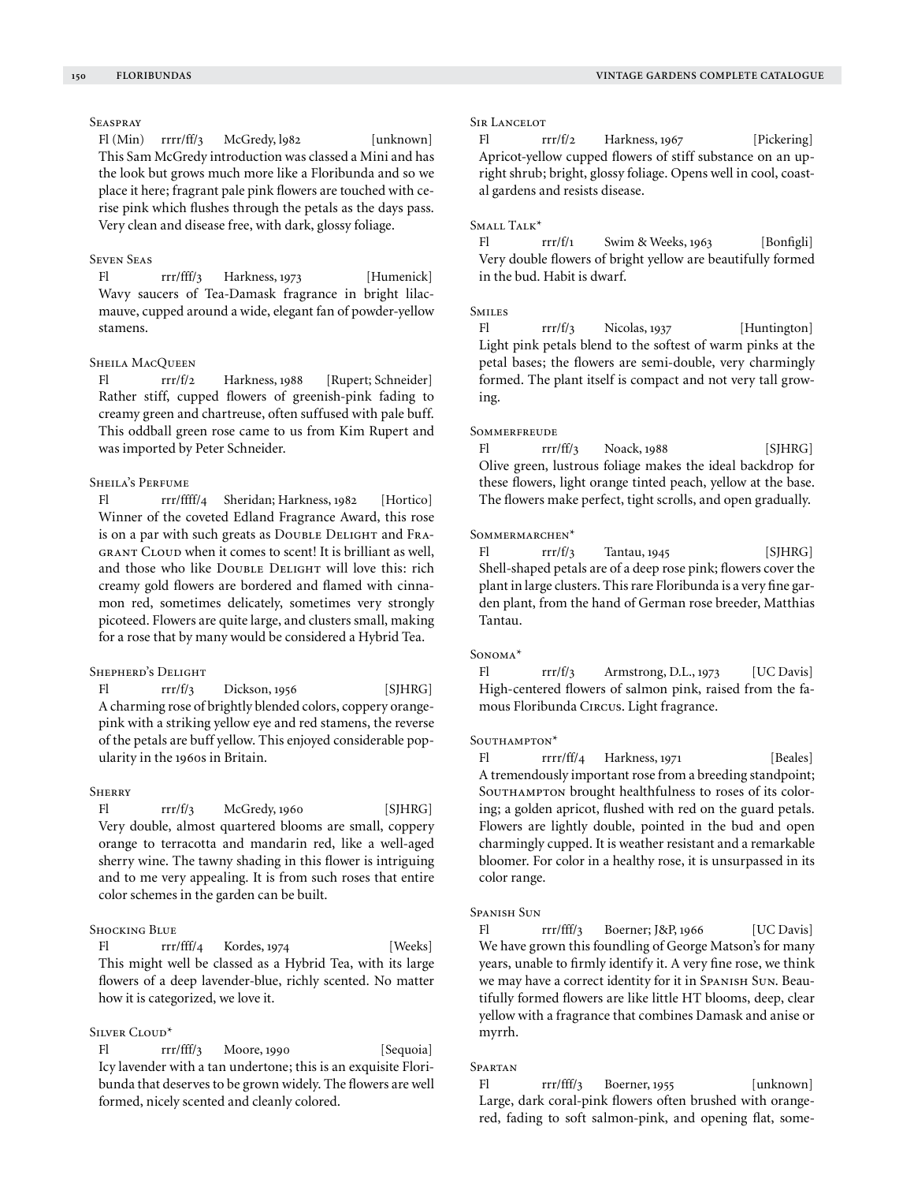### Seaspray

Fl (Min) rrrr/ff/3 McGredy, l982 [unknown]

This Sam McGredy introduction was classed a Mini and has the look but grows much more like a Floribunda and so we place it here; fragrant pale pink flowers are touched with cerise pink which flushes through the petals as the days pass. Very clean and disease free, with dark, glossy foliage.

### Seven Seas

Fl rrr/fff/3 Harkness, 1973 [Humenick]

Wavy saucers of Tea-Damask fragrance in bright lilac-mauve, cupped around a wide, elegant fan of powder-yellow stamens.

### Sheila MacQueen

Fl rrr/f/2 Harkness, 1988 [Rupert; Schneider]

Rather stiff, cupped flowers of greenish-pink fading to creamy green and chartreuse, often suffused with pale buff. This oddball green rose came to us from Kim Rupert and was imported by Peter Schneider.

### Sheila's Perfume

Fl rrr/ffff/4 Sheridan; Harkness, 1982 [Hortico]

Winner of the coveted Edland Fragrance Award, this rose is on a par with such greats as Double Delight and Fragrant Cloud when it comes to scent! It is brilliant as well, and those who like Double Delight will love this: rich creamy gold flowers are bordered and flamed with cinnamon red, sometimes delicately, sometimes very strongly picoteed. Flowers are quite large, and clusters small, making for a rose that by many would be considered a Hybrid Tea.

### Shepherd's Delight

Fl rrr/f/3 Dickson, 1956 [SJHRG]

A charming rose of brightly blended colors, coppery orange-pink with a striking yellow eye and red stamens, the reverse of the petals are buff yellow. This enjoyed considerable popularity in the 1960s in Britain.

### Sherry

Fl rrr/f/3 McGredy, 1960 [SJHRG]

Very double, almost quartered blooms are small, coppery orange to terracotta and mandarin red, like a well-aged sherry wine. The tawny shading in this flower is intriguing and to me very appealing. It is from such roses that entire color schemes in the garden can be built.

### Shocking Blue

Fl rrr/fff/4 Kordes, 1974 [Weeks]

This might well be classed as a Hybrid Tea, with its large flowers of a deep lavender-blue, richly scented. No matter how it is categorized, we love it.

### Silver Cloud*

Fl rrr/fff/3 Moore, 1990 [Sequoia]

Icy lavender with a tan undertone; this is an exquisite Floribunda that deserves to be grown widely. The flowers are well formed, nicely scented and cleanly colored.

### Sir Lancelot

Fl rrr/f/2 Harkness, 1967 [Pickering]

Apricot-yellow cupped flowers of stiff substance on an upright shrub; bright, glossy foliage. Opens well in cool, coastal gardens and resists disease.

### Small Talk*

Fl rrr/f/1 Swim & Weeks, 1963 [Bonfigli]

Very double flowers of bright yellow are beautifully formed in the bud. Habit is dwarf.

### Smiles

Fl rrr/f/3 Nicolas, 1937 [Huntington]

Light pink petals blend to the softest of warm pinks at the petal bases; the flowers are semi-double, very charmingly formed. The plant itself is compact and not very tall growing.

### Sommerfreude

Fl rrr/ff/3 Noack, 1988 [SJHRG]

Olive green, lustrous foliage makes the ideal backdrop for these flowers, light orange tinted peach, yellow at the base. The flowers make perfect, tight scrolls, and open gradually.

### Sommermarchen*

Fl rrr/f/3 Tantau, 1945 [SJHRG]

Shell-shaped petals are of a deep rose pink; flowers cover the plant in large clusters. This rare Floribunda is a very fine garden plant, from the hand of German rose breeder, Matthias Tantau.

### Sonoma*

Fl rrr/f/3 Armstrong, D.L., 1973 [UC Davis]

High-centered flowers of salmon pink, raised from the famous Floribunda Circus. Light fragrance.

### Southampton*

Fl rrrr/ff/4 Harkness, 1971 [Beales]

A tremendously important rose from a breeding standpoint; Southampton brought healthfulness to roses of its coloring; a golden apricot, flushed with red on the guard petals. Flowers are lightly double, pointed in the bud and open charmingly cupped. It is weather resistant and a remarkable bloomer. For color in a healthy rose, it is unsurpassed in its color range.

### Spanish Sun

Fl rrrr/fff/3 Boerner; J&P, 1966 [UC Davis]

We have grown this foundling of George Matson's for many years, unable to firmly identify it. A very fine rose, we think we may have a correct identity for it in Spanish Sun. Beautifully formed flowers are like little HT blooms, deep, clear yellow with a fragrance that combines Damask and anise or myrrh.

### Spartan

Fl rrr/fff/3 Boerner, 1955 [unknown]

Large, dark coral-pink flowers often brushed with orange-red, fading to soft salmon-pink, and opening flat, some-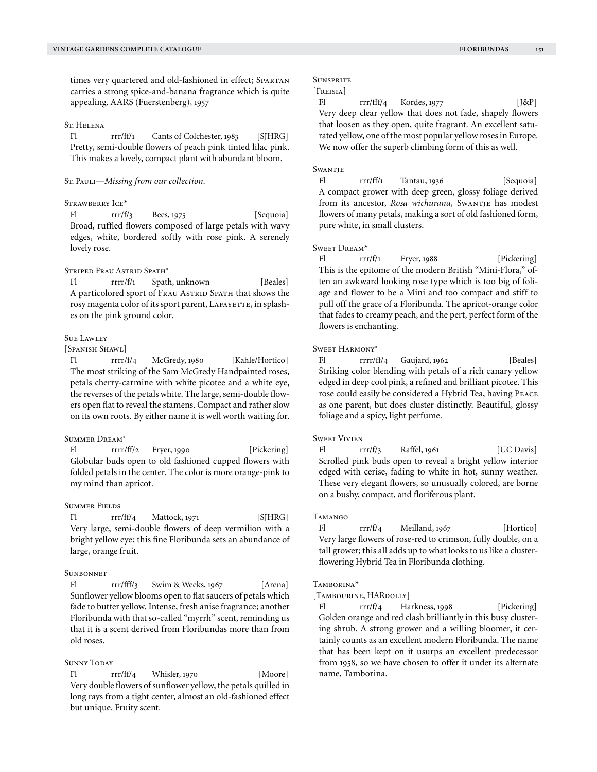times very quartered and old-fashioned in effect; Spartan carries a strong spice-and-banana fragrance which is quite appealing. AARS (Fuerstenberg), 1957

### St. Helena

Fl rrr/ff/1 Cants of Colchester, 1983 [SJHRG]
Pretty, semi-double flowers of peach pink tinted lilac pink. This makes a lovely, compact plant with abundant bloom.

### St. Pauli—*Missing from our collection.*

### Strawberry Ice*

Fl rrr/f/3 Bees, 1975 [Sequoia]
Broad, ruffled flowers composed of large petals with wavy edges, white, bordered softly with rose pink. A serenely lovely rose.

### Striped Frau Astrid Spath*

Fl rrrr/f/1 Spath, unknown [Beales]
A particolored sport of Frau Astrid Spath that shows the rosy magenta color of its sport parent, Lafayette, in splashes on the pink ground color.

### Sue Lawley

[Spanish Shawl]

Fl rrrr/f/4 McGredy, 1980 [Kahle/Hortico]
The most striking of the Sam McGredy Handpainted roses, petals cherry-carmine with white picotee and a white eye, the reverses of the petals white. The large, semi-double flowers open flat to reveal the stamens. Compact and rather slow on its own roots. By either name it is well worth waiting for.

### Summer Dream*

Fl rrrr/ff/2 Fryer, 1990 [Pickering]
Globular buds open to old fashioned cupped flowers with folded petals in the center. The color is more orange-pink to my mind than apricot.

### Summer Fields

Fl rrr/ff/4 Mattock, 1971 [SJHRG]
Very large, semi-double flowers of deep vermilion with a bright yellow eye; this fine Floribunda sets an abundance of large, orange fruit.

### Sunbonnet

Fl rrr/fff/3 Swim & Weeks, 1967 [Arena]
Sunflower yellow blooms open to flat saucers of petals which fade to butter yellow. Intense, fresh anise fragrance; another Floribunda with that so-called "myrrh" scent, reminding us that it is a scent derived from Floribundas more than from old roses.

### Sunny Today

Fl rrr/ff/4 Whisler, 1970 [Moore]
Very double flowers of sunflower yellow, the petals quilled in long rays from a tight center, almost an old-fashioned effect but unique. Fruity scent.

### Sunsprite

[Freisia]

Fl rrr/fff/4 Kordes, 1977 [J&P]
Very deep clear yellow that does not fade, shapely flowers that loosen as they open, quite fragrant. An excellent saturated yellow, one of the most popular yellow roses in Europe. We now offer the superb climbing form of this as well.

### Swantje

Fl rrr/ff/1 Tantau, 1936 [Sequoia]
A compact grower with deep green, glossy foliage derived from its ancestor, *Rosa wichurana,* Swantje has modest flowers of many petals, making a sort of old fashioned form, pure white, in small clusters.

### Sweet Dream*

Fl rrr/f/1 Fryer, 1988 [Pickering]
This is the epitome of the modern British "Mini-Flora," often an awkward looking rose type which is too big of foliage and flower to be a Mini and too compact and stiff to pull off the grace of a Floribunda. The apricot-orange color that fades to creamy peach, and the pert, perfect form of the flowers is enchanting.

### Sweet Harmony*

Fl rrrr/ff/4 Gaujard, 1962 [Beales]
Striking color blending with petals of a rich canary yellow edged in deep cool pink, a refined and brilliant picotee. This rose could easily be considered a Hybrid Tea, having Peace as one parent, but does cluster distinctly. Beautiful, glossy foliage and a spicy, light perfume.

### Sweet Vivien

Fl rrr/f/3 Raffel, 1961 [UC Davis]
Scrolled pink buds open to reveal a bright yellow interior edged with cerise, fading to white in hot, sunny weather. These very elegant flowers, so unusually colored, are borne on a bushy, compact, and floriferous plant.

### Tamango

Fl rrr/f/4 Meilland, 1967 [Hortico]
Very large flowers of rose-red to crimson, fully double, on a tall grower; this all adds up to what looks to us like a cluster-flowering Hybrid Tea in Floribunda clothing.

### Tamborina*

[Tambourine, HARdolly]

Fl rrr/f/4 Harkness, 1998 [Pickering]
Golden orange and red clash brilliantly in this busy clustering shrub. A strong grower and a willing bloomer, it certainly counts as an excellent modern Floribunda. The name that has been kept on it usurps an excellent predecessor from 1958, so we have chosen to offer it under its alternate name, Tamborina.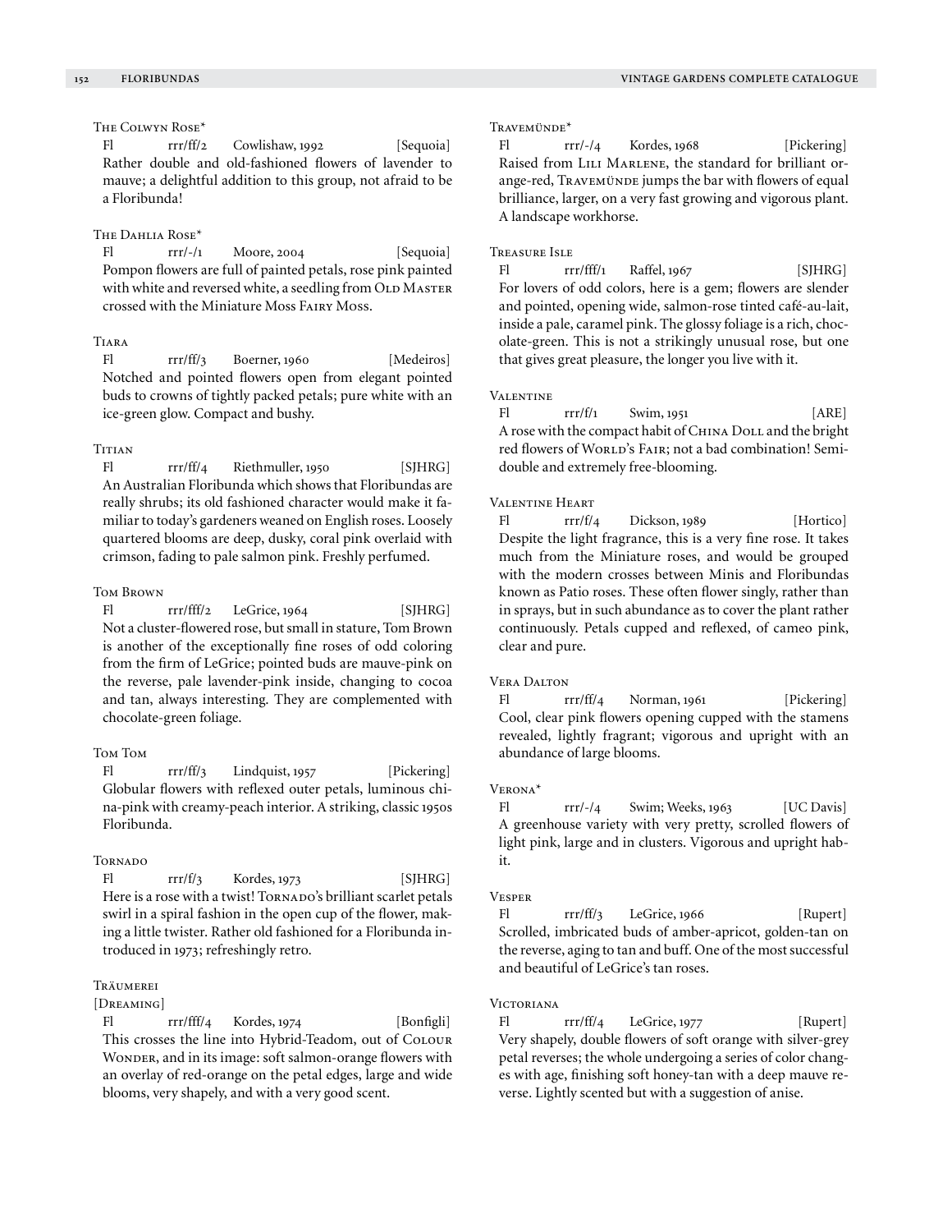### The Colwyn Rose*

Fl rrr/ff/2 Cowlishaw, 1992 [Sequoia]

Rather double and old-fashioned flowers of lavender to mauve; a delightful addition to this group, not afraid to be a Floribunda!

### The Dahlia Rose*

Fl rrr/-/1 Moore, 2004 [Sequoia]

Pompon flowers are full of painted petals, rose pink painted with white and reversed white, a seedling from Old Master crossed with the Miniature Moss Fairy Moss.

### Tiara

Fl rrr/ff/3 Boerner, 1960 [Medeiros]

Notched and pointed flowers open from elegant pointed buds to crowns of tightly packed petals; pure white with an ice-green glow. Compact and bushy.

### Titian

Fl rrr/ff/4 Riethmuller, 1950 [SJHRG]

An Australian Floribunda which shows that Floribundas are really shrubs; its old fashioned character would make it familiar to today's gardeners weaned on English roses. Loosely quartered blooms are deep, dusky, coral pink overlaid with crimson, fading to pale salmon pink. Freshly perfumed.

### Tom Brown

Fl rrr/fff/2 LeGrice, 1964 [SJHRG]

Not a cluster-flowered rose, but small in stature, Tom Brown is another of the exceptionally fine roses of odd coloring from the firm of LeGrice; pointed buds are mauve-pink on the reverse, pale lavender-pink inside, changing to cocoa and tan, always interesting. They are complemented with chocolate-green foliage.

### Tom Tom

Fl rrr/ff/3 Lindquist, 1957 [Pickering]

Globular flowers with reflexed outer petals, luminous china-pink with creamy-peach interior. A striking, classic 1950s Floribunda.

### Tornado

Fl rrr/f/3 Kordes, 1973 [SJHRG]

Here is a rose with a twist! Tornado's brilliant scarlet petals swirl in a spiral fashion in the open cup of the flower, making a little twister. Rather old fashioned for a Floribunda introduced in 1973; refreshingly retro.

### Träumerei
[Dreaming]

Fl rrr/fff/4 Kordes, 1974 [Bonfigli]

This crosses the line into Hybrid-Teadom, out of Colour Wonder, and in its image: soft salmon-orange flowers with an overlay of red-orange on the petal edges, large and wide blooms, very shapely, and with a very good scent.

### Travemünde*

Fl rrr/-/4 Kordes, 1968 [Pickering]

Raised from Lili Marlene, the standard for brilliant orange-red, Travemünde jumps the bar with flowers of equal brilliance, larger, on a very fast growing and vigorous plant. A landscape workhorse.

### Treasure Isle

Fl rrr/fff/1 Raffel, 1967 [SJHRG]

For lovers of odd colors, here is a gem; flowers are slender and pointed, opening wide, salmon-rose tinted café-au-lait, inside a pale, caramel pink. The glossy foliage is a rich, chocolate-green. This is not a strikingly unusual rose, but one that gives great pleasure, the longer you live with it.

### Valentine

Fl rrr/f/1 Swim, 1951 [ARE]

A rose with the compact habit of China Doll and the bright red flowers of World's Fair; not a bad combination! Semi-double and extremely free-blooming.

### Valentine Heart

Fl rrr/f/4 Dickson, 1989 [Hortico]

Despite the light fragrance, this is a very fine rose. It takes much from the Miniature roses, and would be grouped with the modern crosses between Minis and Floribundas known as Patio roses. These often flower singly, rather than in sprays, but in such abundance as to cover the plant rather continuously. Petals cupped and reflexed, of cameo pink, clear and pure.

### Vera Dalton

Fl rrr/ff/4 Norman, 1961 [Pickering]

Cool, clear pink flowers opening cupped with the stamens revealed, lightly fragrant; vigorous and upright with an abundance of large blooms.

### Verona*

Fl rrr/-/4 Swim; Weeks, 1963 [UC Davis]

A greenhouse variety with very pretty, scrolled flowers of light pink, large and in clusters. Vigorous and upright habit.

### Vesper

Fl rrr/ff/3 LeGrice, 1966 [Rupert]

Scrolled, imbricated buds of amber-apricot, golden-tan on the reverse, aging to tan and buff. One of the most successful and beautiful of LeGrice's tan roses.

### Victoriana

Fl rrr/ff/4 LeGrice, 1977 [Rupert]

Very shapely, double flowers of soft orange with silver-grey petal reverses; the whole undergoing a series of color changes with age, finishing soft honey-tan with a deep mauve reverse. Lightly scented but with a suggestion of anise.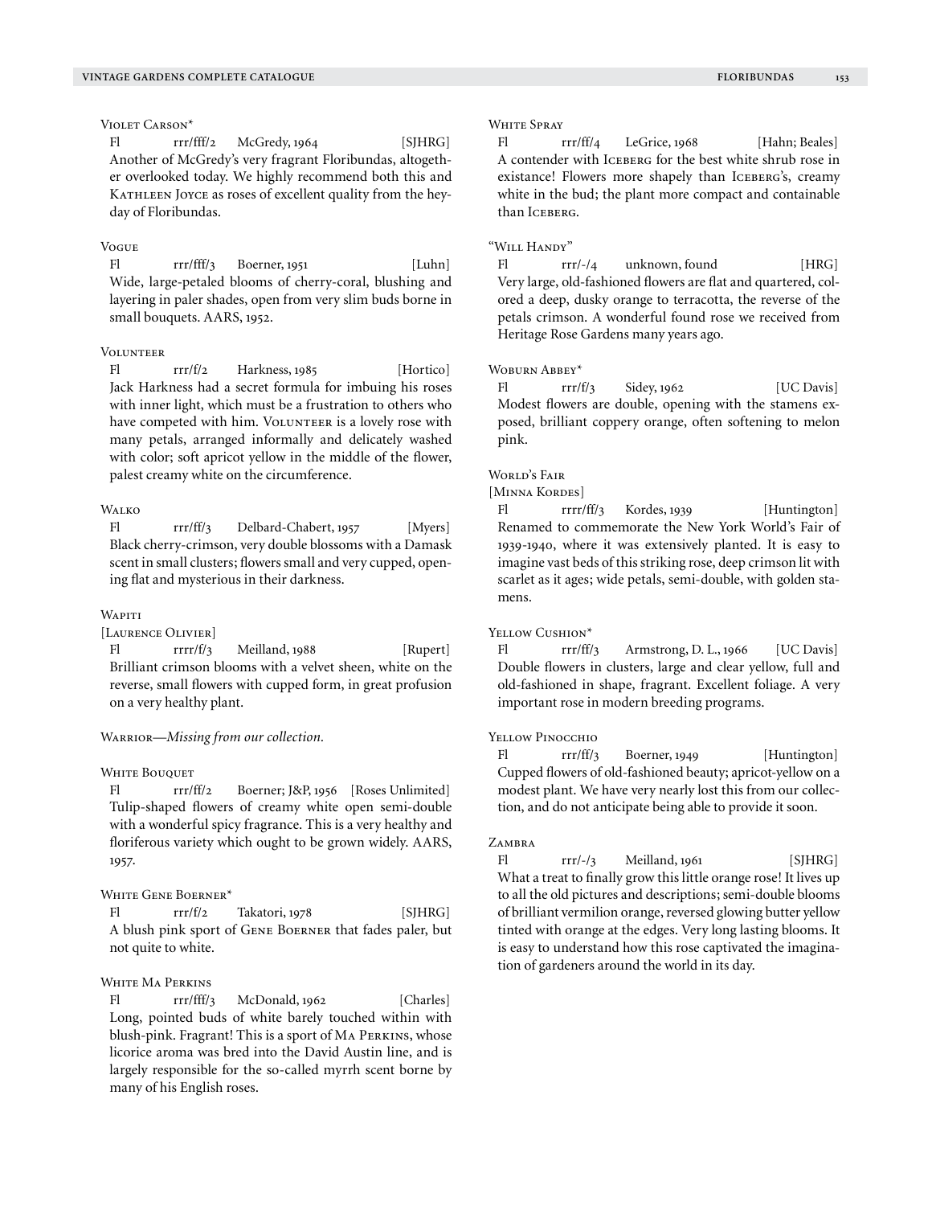### Violet Carson*

Fl rrr/fff/2 McGredy, 1964 [SJHRG]

Another of McGredy's very fragrant Floribundas, altogether overlooked today. We highly recommend both this and Kathleen Joyce as roses of excellent quality from the heyday of Floribundas.

### Vogue

Fl rrr/fff/3 Boerner, 1951 [Luhn]

Wide, large-petaled blooms of cherry-coral, blushing and layering in paler shades, open from very slim buds borne in small bouquets. AARS, 1952.

### Volunteer

Fl rrr/f/2 Harkness, 1985 [Hortico]

Jack Harkness had a secret formula for imbuing his roses with inner light, which must be a frustration to others who have competed with him. Volunteer is a lovely rose with many petals, arranged informally and delicately washed with color; soft apricot yellow in the middle of the flower, palest creamy white on the circumference.

### Walko

Fl rrr/ff/3 Delbard-Chabert, 1957 [Myers]

Black cherry-crimson, very double blossoms with a Damask scent in small clusters; flowers small and very cupped, opening flat and mysterious in their darkness.

### Wapiti
[Laurence Olivier]

Fl rrrr/f/3 Meilland, 1988 [Rupert]

Brilliant crimson blooms with a velvet sheen, white on the reverse, small flowers with cupped form, in great profusion on a very healthy plant.

Warrior—*Missing from our collection.*

### White Bouquet

Fl rrr/ff/2 Boerner; J&P, 1956 [Roses Unlimited]

Tulip-shaped flowers of creamy white open semi-double with a wonderful spicy fragrance. This is a very healthy and floriferous variety which ought to be grown widely. AARS, 1957.

### White Gene Boerner*

Fl rrr/f/2 Takatori, 1978 [SJHRG]

A blush pink sport of Gene Boerner that fades paler, but not quite to white.

### White Ma Perkins

Fl rrr/fff/3 McDonald, 1962 [Charles]

Long, pointed buds of white barely touched within with blush-pink. Fragrant! This is a sport of Ma Perkins, whose licorice aroma was bred into the David Austin line, and is largely responsible for the so-called myrrh scent borne by many of his English roses.

### White Spray

Fl rrr/ff/4 LeGrice, 1968 [Hahn; Beales]

A contender with Iceberg for the best white shrub rose in existance! Flowers more shapely than Iceberg's, creamy white in the bud; the plant more compact and containable than Iceberg.

### "Will Handy"

Fl rrr/-/4 unknown, found [HRG]

Very large, old-fashioned flowers are flat and quartered, colored a deep, dusky orange to terracotta, the reverse of the petals crimson. A wonderful found rose we received from Heritage Rose Gardens many years ago.

### Woburn Abbey*

Fl rrr/f/3 Sidey, 1962 [UC Davis]

Modest flowers are double, opening with the stamens exposed, brilliant coppery orange, often softening to melon pink.

### World's Fair
[Minna Kordes]

Fl rrrr/ff/3 Kordes, 1939 [Huntington]

Renamed to commemorate the New York World's Fair of 1939-1940, where it was extensively planted. It is easy to imagine vast beds of this striking rose, deep crimson lit with scarlet as it ages; wide petals, semi-double, with golden stamens.

### Yellow Cushion*

Fl rrr/ff/3 Armstrong, D. L., 1966 [UC Davis]

Double flowers in clusters, large and clear yellow, full and old-fashioned in shape, fragrant. Excellent foliage. A very important rose in modern breeding programs.

### Yellow Pinocchio

Fl rrr/ff/3 Boerner, 1949 [Huntington]

Cupped flowers of old-fashioned beauty; apricot-yellow on a modest plant. We have very nearly lost this from our collection, and do not anticipate being able to provide it soon.

### Zambra

Fl rrr/-/3 Meilland, 1961 [SJHRG]

What a treat to finally grow this little orange rose! It lives up to all the old pictures and descriptions; semi-double blooms of brilliant vermilion orange, reversed glowing butter yellow tinted with orange at the edges. Very long lasting blooms. It is easy to understand how this rose captivated the imagination of gardeners around the world in its day.